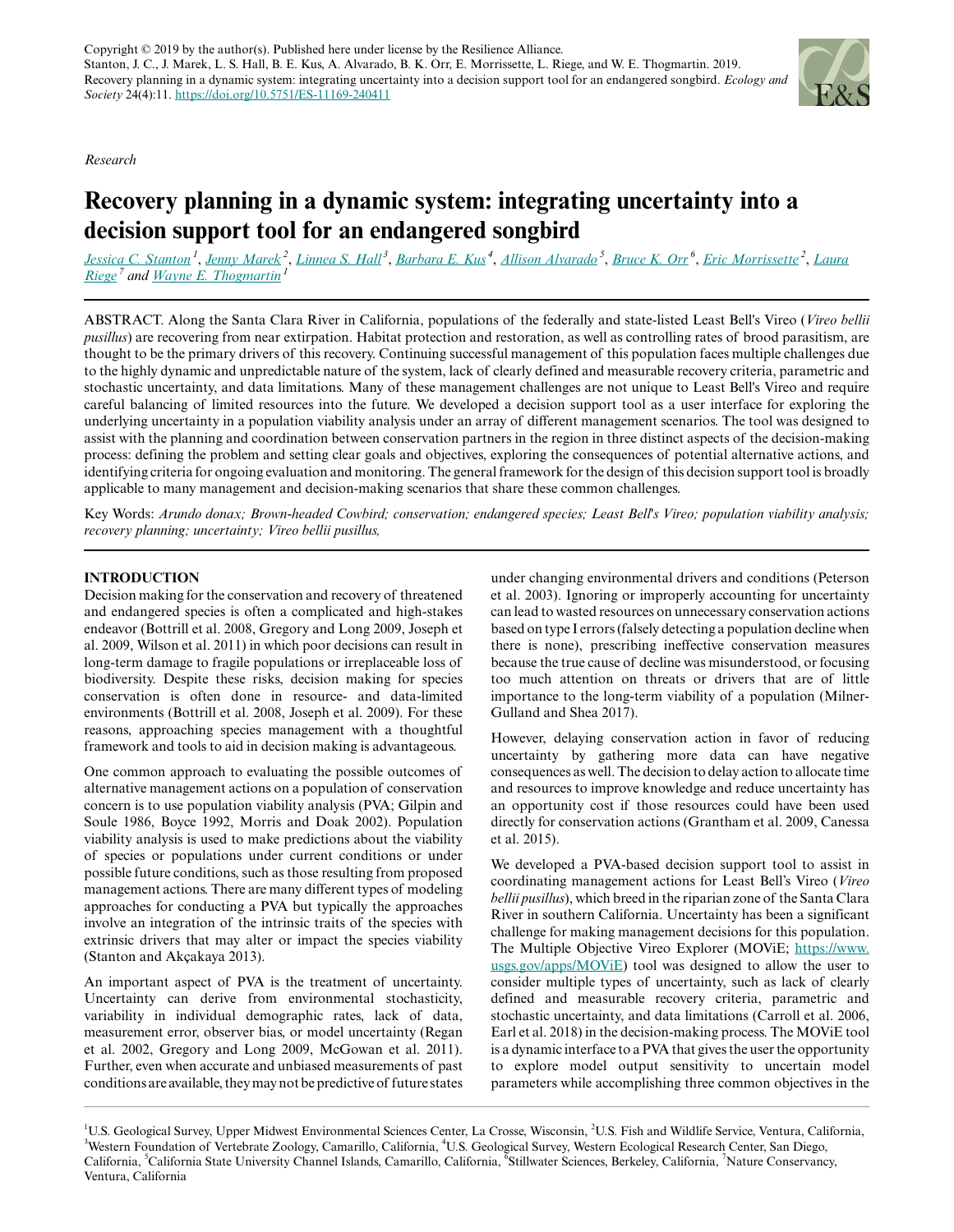Copyright © 2019 by the author(s). Published here under license by the Resilience Alliance.
Stanton, J. C., J. Marek, L. S. Hall, B. E. Kus, A. Alvarado, B. K. Orr, E. Morrissette, L. Riege, and W. E. Thogmartin. 2019. Recovery planning in a dynamic system: integrating uncertainty into a decision support tool for an endangered songbird. *Ecology and Society* 24(4):11. https://doi.org/10.5751/ES-11169-240411

*Research*

# Recovery planning in a dynamic system: integrating uncertainty into a decision support tool for an endangered songbird

*Jessica C. Stanton*[1], *Jenny Marek*[2], *Linnea S. Hall*[3], *Barbara E. Kus*[4], *Allison Alvarado*[5], *Bruce K. Orr*[6], *Eric Morrissette*[2], *Laura Riege*[7] and *Wayne E. Thogmartin*[1]

ABSTRACT. Along the Santa Clara River in California, populations of the federally and state-listed Least Bell's Vireo (*Vireo bellii pusillus*) are recovering from near extirpation. Habitat protection and restoration, as well as controlling rates of brood parasitism, are thought to be the primary drivers of this recovery. Continuing successful management of this population faces multiple challenges due to the highly dynamic and unpredictable nature of the system, lack of clearly defined and measurable recovery criteria, parametric and stochastic uncertainty, and data limitations. Many of these management challenges are not unique to Least Bell's Vireo and require careful balancing of limited resources into the future. We developed a decision support tool as a user interface for exploring the underlying uncertainty in a population viability analysis under an array of different management scenarios. The tool was designed to assist with the planning and coordination between conservation partners in the region in three distinct aspects of the decision-making process: defining the problem and setting clear goals and objectives, exploring the consequences of potential alternative actions, and identifying criteria for ongoing evaluation and monitoring. The general framework for the design of this decision support tool is broadly applicable to many management and decision-making scenarios that share these common challenges.

Key Words: *Arundo donax; Brown-headed Cowbird; conservation; endangered species; Least Bell's Vireo; population viability analysis; recovery planning; uncertainty; Vireo bellii pusillus,*

## INTRODUCTION

Decision making for the conservation and recovery of threatened and endangered species is often a complicated and high-stakes endeavor (Bottrill et al. 2008, Gregory and Long 2009, Joseph et al. 2009, Wilson et al. 2011) in which poor decisions can result in long-term damage to fragile populations or irreplaceable loss of biodiversity. Despite these risks, decision making for species conservation is often done in resource- and data-limited environments (Bottrill et al. 2008, Joseph et al. 2009). For these reasons, approaching species management with a thoughtful framework and tools to aid in decision making is advantageous.

One common approach to evaluating the possible outcomes of alternative management actions on a population of conservation concern is to use population viability analysis (PVA; Gilpin and Soule 1986, Boyce 1992, Morris and Doak 2002). Population viability analysis is used to make predictions about the viability of species or populations under current conditions or under possible future conditions, such as those resulting from proposed management actions. There are many different types of modeling approaches for conducting a PVA but typically the approaches involve an integration of the intrinsic traits of the species with extrinsic drivers that may alter or impact the species viability (Stanton and Akçakaya 2013).

An important aspect of PVA is the treatment of uncertainty. Uncertainty can derive from environmental stochasticity, variability in individual demographic rates, lack of data, measurement error, observer bias, or model uncertainty (Regan et al. 2002, Gregory and Long 2009, McGowan et al. 2011). Further, even when accurate and unbiased measurements of past conditions are available, they may not be predictive of future states under changing environmental drivers and conditions (Peterson et al. 2003). Ignoring or improperly accounting for uncertainty can lead to wasted resources on unnecessary conservation actions based on type I errors (falsely detecting a population decline when there is none), prescribing ineffective conservation measures because the true cause of decline was misunderstood, or focusing too much attention on threats or drivers that are of little importance to the long-term viability of a population (Milner-Gulland and Shea 2017).

However, delaying conservation action in favor of reducing uncertainty by gathering more data can have negative consequences as well. The decision to delay action to allocate time and resources to improve knowledge and reduce uncertainty has an opportunity cost if those resources could have been used directly for conservation actions (Grantham et al. 2009, Canessa et al. 2015).

We developed a PVA-based decision support tool to assist in coordinating management actions for Least Bell's Vireo (*Vireo bellii pusillus*), which breed in the riparian zone of the Santa Clara River in southern California. Uncertainty has been a significant challenge for making management decisions for this population. The Multiple Objective Vireo Explorer (MOViE; https://www.usgs.gov/apps/MOViE) tool was designed to allow the user to consider multiple types of uncertainty, such as lack of clearly defined and measurable recovery criteria, parametric and stochastic uncertainty, and data limitations (Carroll et al. 2006, Earl et al. 2018) in the decision-making process. The MOViE tool is a dynamic interface to a PVA that gives the user the opportunity to explore model output sensitivity to uncertain model parameters while accomplishing three common objectives in the

[1]U.S. Geological Survey, Upper Midwest Environmental Sciences Center, La Crosse, Wisconsin, [2]U.S. Fish and Wildlife Service, Ventura, California, [3]Western Foundation of Vertebrate Zoology, Camarillo, California, [4]U.S. Geological Survey, Western Ecological Research Center, San Diego, California, [5]California State University Channel Islands, Camarillo, California, [6]Stillwater Sciences, Berkeley, California, [7]Nature Conservancy, Ventura, California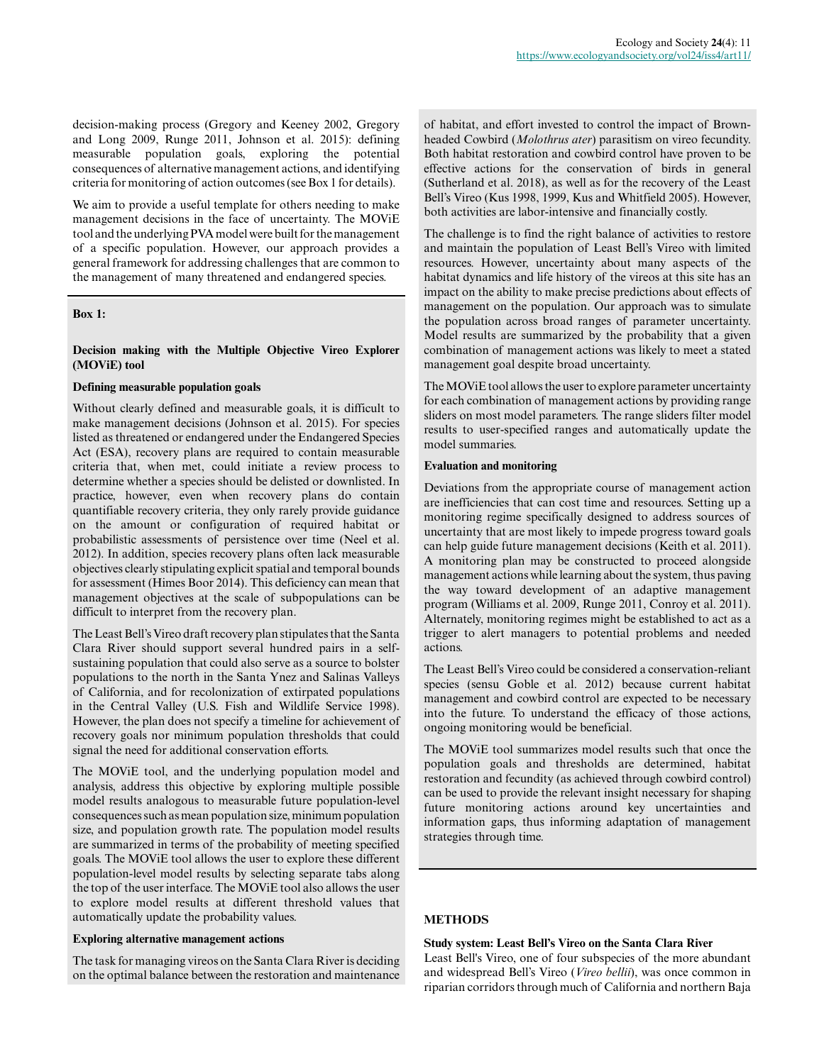decision-making process (Gregory and Keeney 2002, Gregory and Long 2009, Runge 2011, Johnson et al. 2015): defining measurable population goals, exploring the potential consequences of alternative management actions, and identifying criteria for monitoring of action outcomes (see Box 1 for details).

We aim to provide a useful template for others needing to make management decisions in the face of uncertainty. The MOViE tool and the underlying PVA model were built for the management of a specific population. However, our approach provides a general framework for addressing challenges that are common to the management of many threatened and endangered species.

**Box 1:**

**Decision making with the Multiple Objective Vireo Explorer (MOViE) tool**

**Defining measurable population goals**

Without clearly defined and measurable goals, it is difficult to make management decisions (Johnson et al. 2015). For species listed as threatened or endangered under the Endangered Species Act (ESA), recovery plans are required to contain measurable criteria that, when met, could initiate a review process to determine whether a species should be delisted or downlisted. In practice, however, even when recovery plans do contain quantifiable recovery criteria, they only rarely provide guidance on the amount or configuration of required habitat or probabilistic assessments of persistence over time (Neel et al. 2012). In addition, species recovery plans often lack measurable objectives clearly stipulating explicit spatial and temporal bounds for assessment (Himes Boor 2014). This deficiency can mean that management objectives at the scale of subpopulations can be difficult to interpret from the recovery plan.

The Least Bell's Vireo draft recovery plan stipulates that the Santa Clara River should support several hundred pairs in a self-sustaining population that could also serve as a source to bolster populations to the north in the Santa Ynez and Salinas Valleys of California, and for recolonization of extirpated populations in the Central Valley (U.S. Fish and Wildlife Service 1998). However, the plan does not specify a timeline for achievement of recovery goals nor minimum population thresholds that could signal the need for additional conservation efforts.

The MOViE tool, and the underlying population model and analysis, address this objective by exploring multiple possible model results analogous to measurable future population-level consequences such as mean population size, minimum population size, and population growth rate. The population model results are summarized in terms of the probability of meeting specified goals. The MOViE tool allows the user to explore these different population-level model results by selecting separate tabs along the top of the user interface. The MOViE tool also allows the user to explore model results at different threshold values that automatically update the probability values.

**Exploring alternative management actions**

The task for managing vireos on the Santa Clara River is deciding on the optimal balance between the restoration and maintenance of habitat, and effort invested to control the impact of Brown-headed Cowbird (*Molothrus ater*) parasitism on vireo fecundity. Both habitat restoration and cowbird control have proven to be effective actions for the conservation of birds in general (Sutherland et al. 2018), as well as for the recovery of the Least Bell's Vireo (Kus 1998, 1999, Kus and Whitfield 2005). However, both activities are labor-intensive and financially costly.

The challenge is to find the right balance of activities to restore and maintain the population of Least Bell's Vireo with limited resources. However, uncertainty about many aspects of the habitat dynamics and life history of the vireos at this site has an impact on the ability to make precise predictions about effects of management on the population. Our approach was to simulate the population across broad ranges of parameter uncertainty. Model results are summarized by the probability that a given combination of management actions was likely to meet a stated management goal despite broad uncertainty.

The MOViE tool allows the user to explore parameter uncertainty for each combination of management actions by providing range sliders on most model parameters. The range sliders filter model results to user-specified ranges and automatically update the model summaries.

**Evaluation and monitoring**

Deviations from the appropriate course of management action are inefficiencies that can cost time and resources. Setting up a monitoring regime specifically designed to address sources of uncertainty that are most likely to impede progress toward goals can help guide future management decisions (Keith et al. 2011). A monitoring plan may be constructed to proceed alongside management actions while learning about the system, thus paving the way toward development of an adaptive management program (Williams et al. 2009, Runge 2011, Conroy et al. 2011). Alternately, monitoring regimes might be established to act as a trigger to alert managers to potential problems and needed actions.

The Least Bell's Vireo could be considered a conservation-reliant species (sensu Goble et al. 2012) because current habitat management and cowbird control are expected to be necessary into the future. To understand the efficacy of those actions, ongoing monitoring would be beneficial.

The MOViE tool summarizes model results such that once the population goals and thresholds are determined, habitat restoration and fecundity (as achieved through cowbird control) can be used to provide the relevant insight necessary for shaping future monitoring actions around key uncertainties and information gaps, thus informing adaptation of management strategies through time.

## METHODS

### Study system: Least Bell's Vireo on the Santa Clara River

Least Bell's Vireo, one of four subspecies of the more abundant and widespread Bell's Vireo (*Vireo bellii*), was once common in riparian corridors through much of California and northern Baja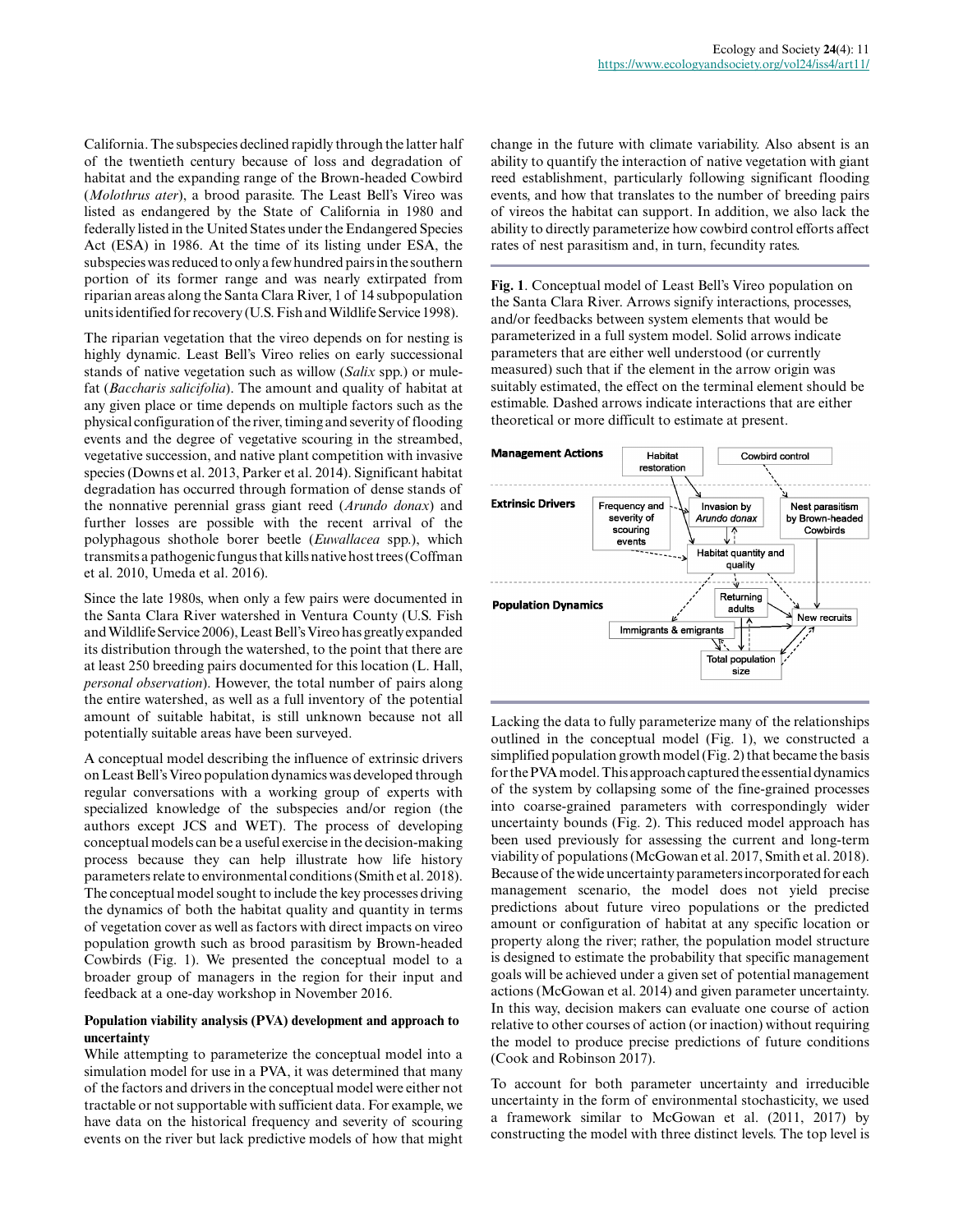California. The subspecies declined rapidly through the latter half of the twentieth century because of loss and degradation of habitat and the expanding range of the Brown-headed Cowbird (*Molothrus ater*), a brood parasite. The Least Bell's Vireo was listed as endangered by the State of California in 1980 and federally listed in the United States under the Endangered Species Act (ESA) in 1986. At the time of its listing under ESA, the subspecies was reduced to only a few hundred pairs in the southern portion of its former range and was nearly extirpated from riparian areas along the Santa Clara River, 1 of 14 subpopulation units identified for recovery (U.S. Fish and Wildlife Service 1998).

The riparian vegetation that the vireo depends on for nesting is highly dynamic. Least Bell's Vireo relies on early successional stands of native vegetation such as willow (*Salix* spp.) or mulefat (*Baccharis salicifolia*). The amount and quality of habitat at any given place or time depends on multiple factors such as the physical configuration of the river, timing and severity of flooding events and the degree of vegetative scouring in the streambed, vegetative succession, and native plant competition with invasive species (Downs et al. 2013, Parker et al. 2014). Significant habitat degradation has occurred through formation of dense stands of the nonnative perennial grass giant reed (*Arundo donax*) and further losses are possible with the recent arrival of the polyphagous shothole borer beetle (*Euwallacea* spp.), which transmits a pathogenic fungus that kills native host trees (Coffman et al. 2010, Umeda et al. 2016).

Since the late 1980s, when only a few pairs were documented in the Santa Clara River watershed in Ventura County (U.S. Fish and Wildlife Service 2006), Least Bell's Vireo has greatly expanded its distribution through the watershed, to the point that there are at least 250 breeding pairs documented for this location (L. Hall, *personal observation*). However, the total number of pairs along the entire watershed, as well as a full inventory of the potential amount of suitable habitat, is still unknown because not all potentially suitable areas have been surveyed.

A conceptual model describing the influence of extrinsic drivers on Least Bell's Vireo population dynamics was developed through regular conversations with a working group of experts with specialized knowledge of the subspecies and/or region (the authors except JCS and WET). The process of developing conceptual models can be a useful exercise in the decision-making process because they can help illustrate how life history parameters relate to environmental conditions (Smith et al. 2018). The conceptual model sought to include the key processes driving the dynamics of both the habitat quality and quantity in terms of vegetation cover as well as factors with direct impacts on vireo population growth such as brood parasitism by Brown-headed Cowbirds (Fig. 1). We presented the conceptual model to a broader group of managers in the region for their input and feedback at a one-day workshop in November 2016.

### Population viability analysis (PVA) development and approach to uncertainty

While attempting to parameterize the conceptual model into a simulation model for use in a PVA, it was determined that many of the factors and drivers in the conceptual model were either not tractable or not supportable with sufficient data. For example, we have data on the historical frequency and severity of scouring events on the river but lack predictive models of how that might change in the future with climate variability. Also absent is an ability to quantify the interaction of native vegetation with giant reed establishment, particularly following significant flooding events, and how that translates to the number of breeding pairs of vireos the habitat can support. In addition, we lack the ability to directly parameterize how cowbird control efforts affect rates of nest parasitism and, in turn, fecundity rates.

**Fig. 1**. Conceptual model of Least Bell's Vireo population on the Santa Clara River. Arrows signify interactions, processes, and/or feedbacks between system elements that would be parameterized in a full system model. Solid arrows indicate parameters that are either well understood (or currently measured) such that if the element in the arrow origin was suitably estimated, the effect on the terminal element should be estimable. Dashed arrows indicate interactions that are either theoretical or more difficult to estimate at present.

Lacking the data to fully parameterize many of the relationships outlined in the conceptual model (Fig. 1), we constructed a simplified population growth model (Fig. 2) that became the basis for the PVA model. This approach captured the essential dynamics of the system by collapsing some of the fine-grained processes into coarse-grained parameters with correspondingly wider uncertainty bounds (Fig. 2). This reduced model approach has been used previously for assessing the current and long-term viability of populations (McGowan et al. 2017, Smith et al. 2018). Because of the wide uncertainty parameters incorporated for each management scenario, the model does not yield precise predictions about future vireo populations or the predicted amount or configuration of habitat at any specific location or property along the river; rather, the population model structure is designed to estimate the probability that specific management goals will be achieved under a given set of potential management actions (McGowan et al. 2014) and given parameter uncertainty. In this way, decision makers can evaluate one course of action relative to other courses of action (or inaction) without requiring the model to produce precise predictions of future conditions (Cook and Robinson 2017).

To account for both parameter uncertainty and irreducible uncertainty in the form of environmental stochasticity, we used a framework similar to McGowan et al. (2011, 2017) by constructing the model with three distinct levels. The top level is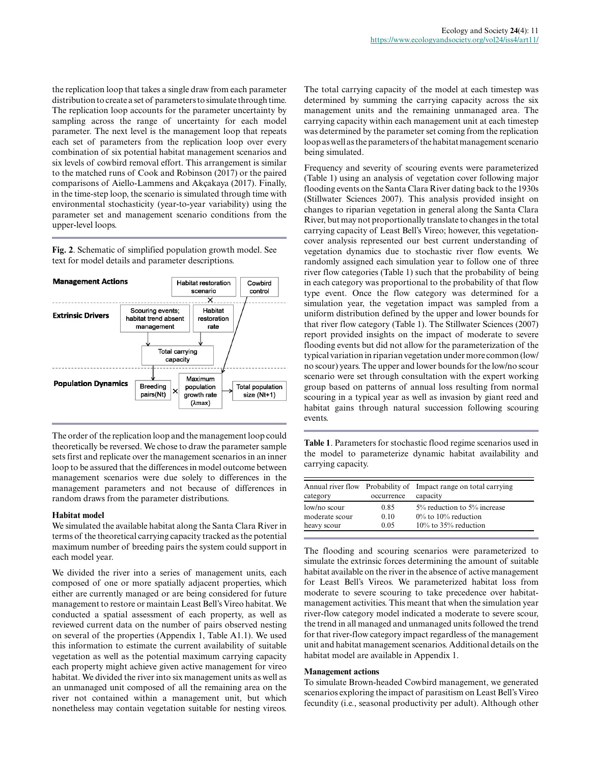the replication loop that takes a single draw from each parameter distribution to create a set of parameters to simulate through time. The replication loop accounts for the parameter uncertainty by sampling across the range of uncertainty for each model parameter. The next level is the management loop that repeats each set of parameters from the replication loop over every combination of six potential habitat management scenarios and six levels of cowbird removal effort. This arrangement is similar to the matched runs of Cook and Robinson (2017) or the paired comparisons of Aiello-Lammens and Akçakaya (2017). Finally, in the time-step loop, the scenario is simulated through time with environmental stochasticity (year-to-year variability) using the parameter set and management scenario conditions from the upper-level loops.

**Fig. 2**. Schematic of simplified population growth model. See text for model details and parameter descriptions.

Management Actions

Habitat restoration scenario

Cowbird control

Extrinsic Drivers

Scouring events; habitat trend absent management

Habitat restoration rate

Total carrying capacity

Population Dynamics

Breeding pairs(Nt)

Maximum population growth rate (λmax)

Total population size (Nt+1)

The order of the replication loop and the management loop could theoretically be reversed. We chose to draw the parameter sample sets first and replicate over the management scenarios in an inner loop to be assured that the differences in model outcome between management scenarios were due solely to differences in the management parameters and not because of differences in random draws from the parameter distributions.

### Habitat model

We simulated the available habitat along the Santa Clara River in terms of the theoretical carrying capacity tracked as the potential maximum number of breeding pairs the system could support in each model year.

We divided the river into a series of management units, each composed of one or more spatially adjacent properties, which either are currently managed or are being considered for future management to restore or maintain Least Bell's Vireo habitat. We conducted a spatial assessment of each property, as well as reviewed current data on the number of pairs observed nesting on several of the properties (Appendix 1, Table A1.1). We used this information to estimate the current availability of suitable vegetation as well as the potential maximum carrying capacity each property might achieve given active management for vireo habitat. We divided the river into six management units as well as an unmanaged unit composed of all the remaining area on the river not contained within a management unit, but which nonetheless may contain vegetation suitable for nesting vireos. The total carrying capacity of the model at each timestep was determined by summing the carrying capacity across the six management units and the remaining unmanaged area. The carrying capacity within each management unit at each timestep was determined by the parameter set coming from the replication loop as well as the parameters of the habitat management scenario being simulated.

Frequency and severity of scouring events were parameterized (Table 1) using an analysis of vegetation cover following major flooding events on the Santa Clara River dating back to the 1930s (Stillwater Sciences 2007). This analysis provided insight on changes to riparian vegetation in general along the Santa Clara River, but may not proportionally translate to changes in the total carrying capacity of Least Bell's Vireo; however, this vegetation-cover analysis represented our best current understanding of vegetation dynamics due to stochastic river flow events. We randomly assigned each simulation year to follow one of three river flow categories (Table 1) such that the probability of being in each category was proportional to the probability of that flow type event. Once the flow category was determined for a simulation year, the vegetation impact was sampled from a uniform distribution defined by the upper and lower bounds for that river flow category (Table 1). The Stillwater Sciences (2007) report provided insights on the impact of moderate to severe flooding events but did not allow for the parameterization of the typical variation in riparian vegetation under more common (low/no scour) years. The upper and lower bounds for the low/no scour scenario were set through consultation with the expert working group based on patterns of annual loss resulting from normal scouring in a typical year as well as invasion by giant reed and habitat gains through natural succession following scouring events.

**Table 1**. Parameters for stochastic flood regime scenarios used in the model to parameterize dynamic habitat availability and carrying capacity.

| Annual river flow category | Probability of occurrence | Impact range on total carrying capacity |
|---|---|---|
| low/no scour | 0.85 | 5% reduction to 5% increase |
| moderate scour | 0.10 | 0% to 10% reduction |
| heavy scour | 0.05 | 10% to 35% reduction |

The flooding and scouring scenarios were parameterized to simulate the extrinsic forces determining the amount of suitable habitat available on the river in the absence of active management for Least Bell's Vireos. We parameterized habitat loss from moderate to severe scouring to take precedence over habitat-management activities. This meant that when the simulation year river-flow category model indicated a moderate to severe scour, the trend in all managed and unmanaged units followed the trend for that river-flow category impact regardless of the management unit and habitat management scenarios. Additional details on the habitat model are available in Appendix 1.

### Management actions

To simulate Brown-headed Cowbird management, we generated scenarios exploring the impact of parasitism on Least Bell's Vireo fecundity (i.e., seasonal productivity per adult). Although other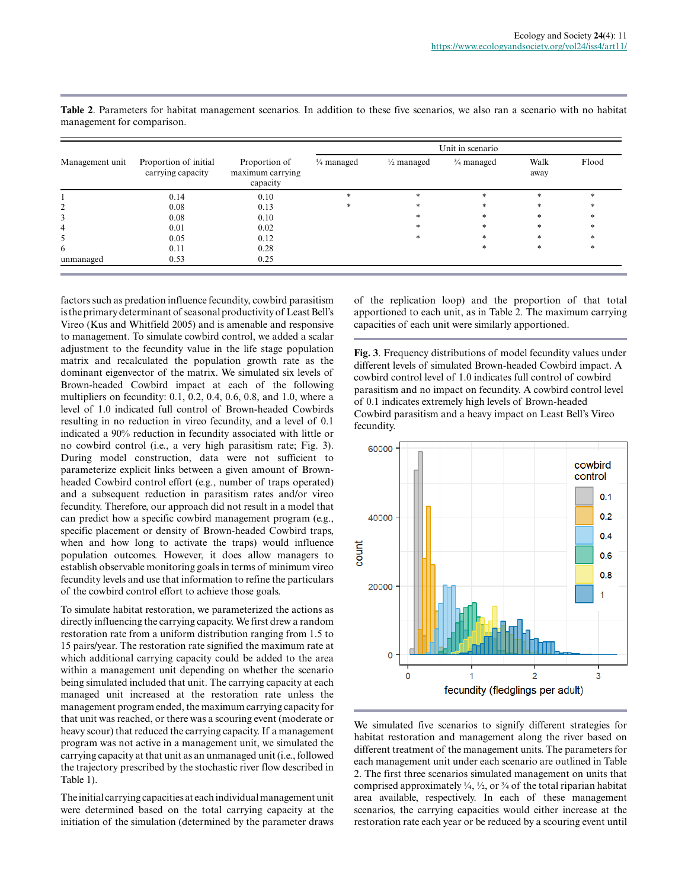**Table 2**. Parameters for habitat management scenarios. In addition to these five scenarios, we also ran a scenario with no habitat management for comparison.

| Management unit | Proportion of initial carrying capacity | Proportion of maximum carrying capacity | Unit in scenario | | | | |
|---|---|---|---|---|---|---|---|
| | | | ¼ managed | ½ managed | ¾ managed | Walk away | Flood |
| 1 | 0.14 | 0.10 | * | * | * | * | * |
| 2 | 0.08 | 0.13 | * | * | * | * | * |
| 3 | 0.08 | 0.10 | | * | * | * | * |
| 4 | 0.01 | 0.02 | | * | * | * | * |
| 5 | 0.05 | 0.12 | | * | * | * | * |
| 6 | 0.11 | 0.28 | | | * | * | * |
| unmanaged | 0.53 | 0.25 | | | | | |

factors such as predation influence fecundity, cowbird parasitism is the primary determinant of seasonal productivity of Least Bell's Vireo (Kus and Whitfield 2005) and is amenable and responsive to management. To simulate cowbird control, we added a scalar adjustment to the fecundity value in the life stage population matrix and recalculated the population growth rate as the dominant eigenvector of the matrix. We simulated six levels of Brown-headed Cowbird impact at each of the following multipliers on fecundity: 0.1, 0.2, 0.4, 0.6, 0.8, and 1.0, where a level of 1.0 indicated full control of Brown-headed Cowbirds resulting in no reduction in vireo fecundity, and a level of 0.1 indicated a 90% reduction in fecundity associated with little or no cowbird control (i.e., a very high parasitism rate; Fig. 3). During model construction, data were not sufficient to parameterize explicit links between a given amount of Brown-headed Cowbird control effort (e.g., number of traps operated) and a subsequent reduction in parasitism rates and/or vireo fecundity. Therefore, our approach did not result in a model that can predict how a specific cowbird management program (e.g., specific placement or density of Brown-headed Cowbird traps, when and how long to activate the traps) would influence population outcomes. However, it does allow managers to establish observable monitoring goals in terms of minimum vireo fecundity levels and use that information to refine the particulars of the cowbird control effort to achieve those goals.

To simulate habitat restoration, we parameterized the actions as directly influencing the carrying capacity. We first drew a random restoration rate from a uniform distribution ranging from 1.5 to 15 pairs/year. The restoration rate signified the maximum rate at which additional carrying capacity could be added to the area within a management unit depending on whether the scenario being simulated included that unit. The carrying capacity at each managed unit increased at the restoration rate unless the management program ended, the maximum carrying capacity for that unit was reached, or there was a scouring event (moderate or heavy scour) that reduced the carrying capacity. If a management program was not active in a management unit, we simulated the carrying capacity at that unit as an unmanaged unit (i.e., followed the trajectory prescribed by the stochastic river flow described in Table 1).

The initial carrying capacities at each individual management unit were determined based on the total carrying capacity at the initiation of the simulation (determined by the parameter draws of the replication loop) and the proportion of that total apportioned to each unit, as in Table 2. The maximum carrying capacities of each unit were similarly apportioned.

**Fig. 3**. Frequency distributions of model fecundity values under different levels of simulated Brown-headed Cowbird impact. A cowbird control level of 1.0 indicates full control of cowbird parasitism and no impact on fecundity. A cowbird control level of 0.1 indicates extremely high levels of Brown-headed Cowbird parasitism and a heavy impact on Least Bell's Vireo fecundity.

We simulated five scenarios to signify different strategies for habitat restoration and management along the river based on different treatment of the management units. The parameters for each management unit under each scenario are outlined in Table 2. The first three scenarios simulated management on units that comprised approximately ¼, ½, or ¾ of the total riparian habitat area available, respectively. In each of these management scenarios, the carrying capacities would either increase at the restoration rate each year or be reduced by a scouring event until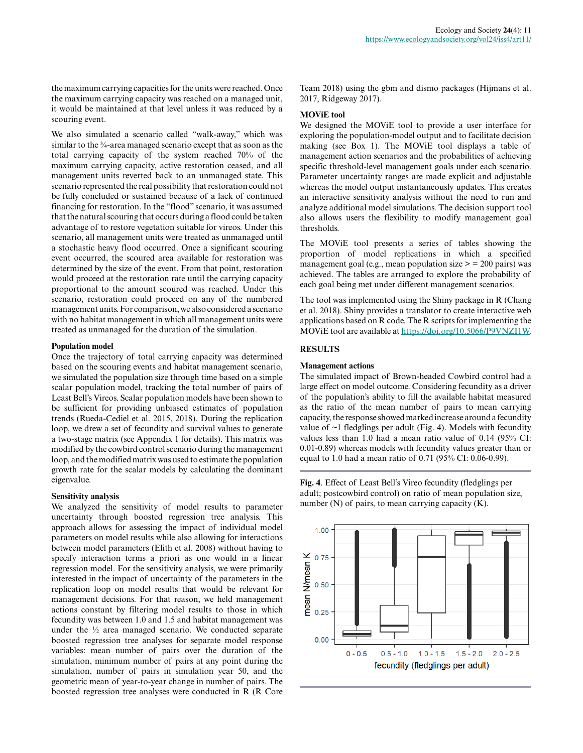the maximum carrying capacities for the units were reached. Once the maximum carrying capacity was reached on a managed unit, it would be maintained at that level unless it was reduced by a scouring event.

We also simulated a scenario called "walk-away," which was similar to the ¾-area managed scenario except that as soon as the total carrying capacity of the system reached 70% of the maximum carrying capacity, active restoration ceased, and all management units reverted back to an unmanaged state. This scenario represented the real possibility that restoration could not be fully concluded or sustained because of a lack of continued financing for restoration. In the "flood" scenario, it was assumed that the natural scouring that occurs during a flood could be taken advantage of to restore vegetation suitable for vireos. Under this scenario, all management units were treated as unmanaged until a stochastic heavy flood occurred. Once a significant scouring event occurred, the scoured area available for restoration was determined by the size of the event. From that point, restoration would proceed at the restoration rate until the carrying capacity proportional to the amount scoured was reached. Under this scenario, restoration could proceed on any of the numbered management units. For comparison, we also considered a scenario with no habitat management in which all management units were treated as unmanaged for the duration of the simulation.

#### Population model

Once the trajectory of total carrying capacity was determined based on the scouring events and habitat management scenario, we simulated the population size through time based on a simple scalar population model, tracking the total number of pairs of Least Bell's Vireos. Scalar population models have been shown to be sufficient for providing unbiased estimates of population trends (Rueda-Cediel et al. 2015, 2018). During the replication loop, we drew a set of fecundity and survival values to generate a two-stage matrix (see Appendix 1 for details). This matrix was modified by the cowbird control scenario during the management loop, and the modified matrix was used to estimate the population growth rate for the scalar models by calculating the dominant eigenvalue.

#### Sensitivity analysis

We analyzed the sensitivity of model results to parameter uncertainty through boosted regression tree analysis. This approach allows for assessing the impact of individual model parameters on model results while also allowing for interactions between model parameters (Elith et al. 2008) without having to specify interaction terms a priori as one would in a linear regression model. For the sensitivity analysis, we were primarily interested in the impact of uncertainty of the parameters in the replication loop on model results that would be relevant for management decisions. For that reason, we held management actions constant by filtering model results to those in which fecundity was between 1.0 and 1.5 and habitat management was under the ½ area managed scenario. We conducted separate boosted regression tree analyses for separate model response variables: mean number of pairs over the duration of the simulation, minimum number of pairs at any point during the simulation, number of pairs in simulation year 50, and the geometric mean of year-to-year change in number of pairs. The boosted regression tree analyses were conducted in R (R Core Team 2018) using the gbm and dismo packages (Hijmans et al. 2017, Ridgeway 2017).

#### MOViE tool

We designed the MOViE tool to provide a user interface for exploring the population-model output and to facilitate decision making (see Box 1). The MOViE tool displays a table of management action scenarios and the probabilities of achieving specific threshold-level management goals under each scenario. Parameter uncertainty ranges are made explicit and adjustable whereas the model output instantaneously updates. This creates an interactive sensitivity analysis without the need to run and analyze additional model simulations. The decision support tool also allows users the flexibility to modify management goal thresholds.

The MOViE tool presents a series of tables showing the proportion of model replications in which a specified management goal (e.g., mean population size > = 200 pairs) was achieved. The tables are arranged to explore the probability of each goal being met under different management scenarios.

The tool was implemented using the Shiny package in R (Chang et al. 2018). Shiny provides a translator to create interactive web applications based on R code. The R scripts for implementing the MOViE tool are available at https://doi.org/10.5066/P9VNZI1W.

## RESULTS

#### Management actions

The simulated impact of Brown-headed Cowbird control had a large effect on model outcome. Considering fecundity as a driver of the population's ability to fill the available habitat measured as the ratio of the mean number of pairs to mean carrying capacity, the response showed marked increase around a fecundity value of ~1 fledglings per adult (Fig. 4). Models with fecundity values less than 1.0 had a mean ratio value of 0.14 (95% CI: 0.01-0.89) whereas models with fecundity values greater than or equal to 1.0 had a mean ratio of 0.71 (95% CI: 0.06-0.99).

**Fig. 4**. Effect of Least Bell's Vireo fecundity (fledglings per adult; postcowbird control) on ratio of mean population size, number (N) of pairs, to mean carrying capacity (K).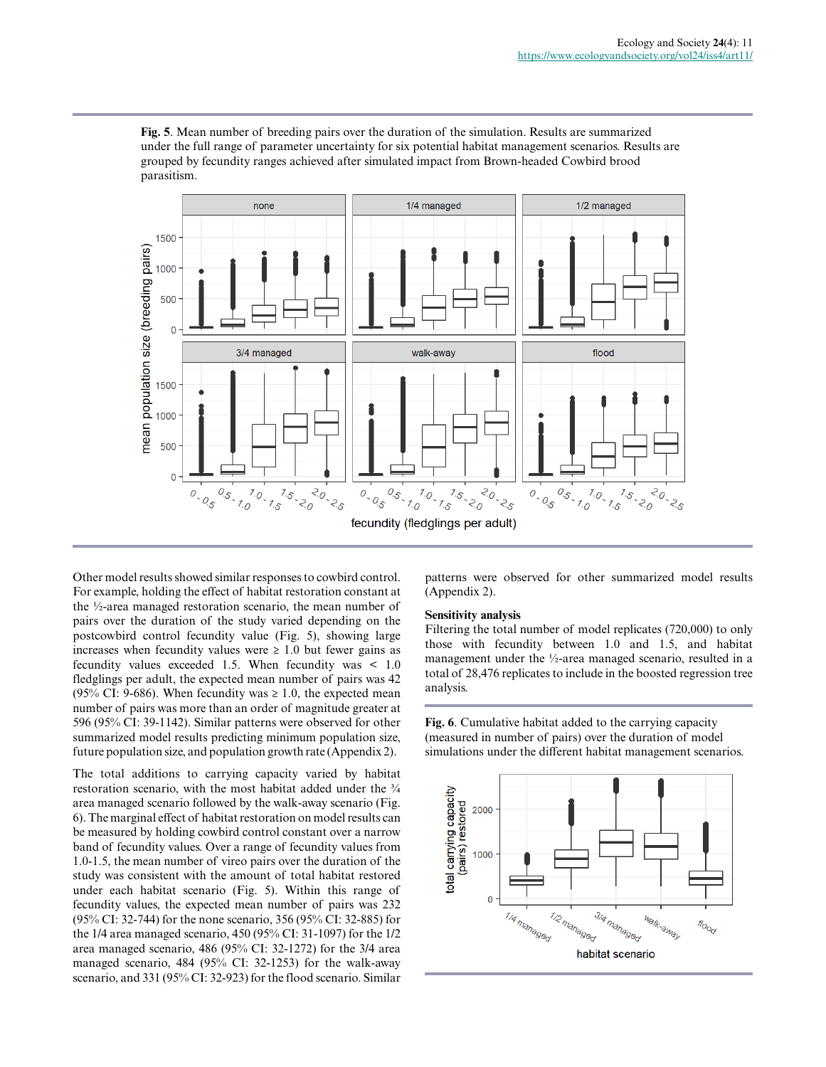**Fig. 5**. Mean number of breeding pairs over the duration of the simulation. Results are summarized under the full range of parameter uncertainty for six potential habitat management scenarios. Results are grouped by fecundity ranges achieved after simulated impact from Brown-headed Cowbird brood parasitism.

Other model results showed similar responses to cowbird control. For example, holding the effect of habitat restoration constant at the ½-area managed restoration scenario, the mean number of pairs over the duration of the study varied depending on the postcowbird control fecundity value (Fig. 5), showing large increases when fecundity values were ≥ 1.0 but fewer gains as fecundity values exceeded 1.5. When fecundity was < 1.0 fledglings per adult, the expected mean number of pairs was 42 (95% CI: 9-686). When fecundity was ≥ 1.0, the expected mean number of pairs was more than an order of magnitude greater at 596 (95% CI: 39-1142). Similar patterns were observed for other summarized model results predicting minimum population size, future population size, and population growth rate (Appendix 2).

The total additions to carrying capacity varied by habitat restoration scenario, with the most habitat added under the ¾ area managed scenario followed by the walk-away scenario (Fig. 6). The marginal effect of habitat restoration on model results can be measured by holding cowbird control constant over a narrow band of fecundity values. Over a range of fecundity values from 1.0-1.5, the mean number of vireo pairs over the duration of the study was consistent with the amount of total habitat restored under each habitat scenario (Fig. 5). Within this range of fecundity values, the expected mean number of pairs was 232 (95% CI: 32-744) for the none scenario, 356 (95% CI: 32-885) for the 1/4 area managed scenario, 450 (95% CI: 31-1097) for the 1/2 area managed scenario, 486 (95% CI: 32-1272) for the 3/4 area managed scenario, 484 (95% CI: 32-1253) for the walk-away scenario, and 331 (95% CI: 32-923) for the flood scenario. Similar patterns were observed for other summarized model results (Appendix 2).

### Sensitivity analysis

Filtering the total number of model replicates (720,000) to only those with fecundity between 1.0 and 1.5, and habitat management under the ½-area managed scenario, resulted in a total of 28,476 replicates to include in the boosted regression tree analysis.

**Fig. 6**. Cumulative habitat added to the carrying capacity (measured in number of pairs) over the duration of model simulations under the different habitat management scenarios.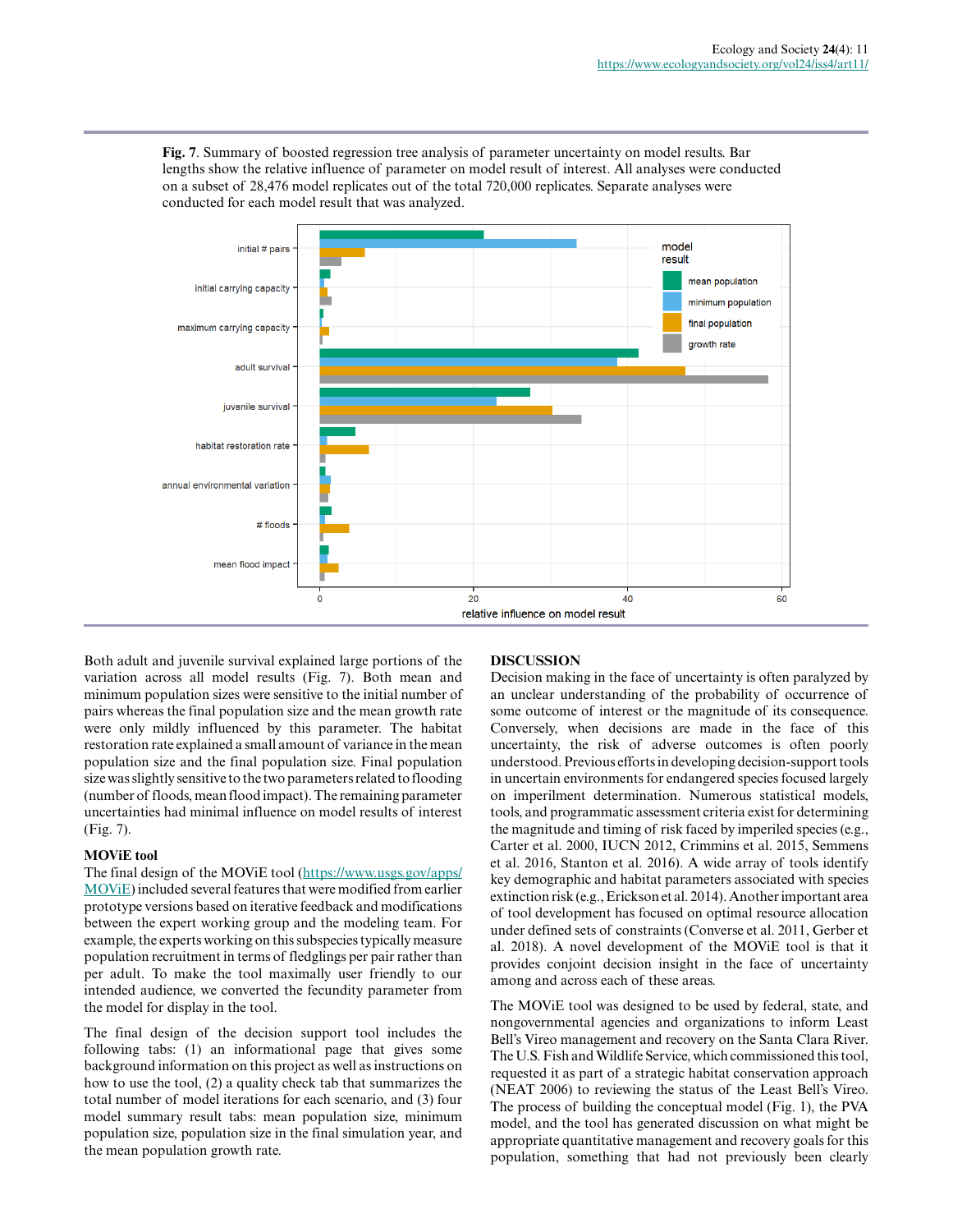**Fig. 7**. Summary of boosted regression tree analysis of parameter uncertainty on model results. Bar lengths show the relative influence of parameter on model result of interest. All analyses were conducted on a subset of 28,476 model replicates out of the total 720,000 replicates. Separate analyses were conducted for each model result that was analyzed.

Both adult and juvenile survival explained large portions of the variation across all model results (Fig. 7). Both mean and minimum population sizes were sensitive to the initial number of pairs whereas the final population size and the mean growth rate were only mildly influenced by this parameter. The habitat restoration rate explained a small amount of variance in the mean population size and the final population size. Final population size was slightly sensitive to the two parameters related to flooding (number of floods, mean flood impact). The remaining parameter uncertainties had minimal influence on model results of interest (Fig. 7).

### MOViE tool

The final design of the MOViE tool (https://www.usgs.gov/apps/MOViE) included several features that were modified from earlier prototype versions based on iterative feedback and modifications between the expert working group and the modeling team. For example, the experts working on this subspecies typically measure population recruitment in terms of fledglings per pair rather than per adult. To make the tool maximally user friendly to our intended audience, we converted the fecundity parameter from the model for display in the tool.

The final design of the decision support tool includes the following tabs: (1) an informational page that gives some background information on this project as well as instructions on how to use the tool, (2) a quality check tab that summarizes the total number of model iterations for each scenario, and (3) four model summary result tabs: mean population size, minimum population size, population size in the final simulation year, and the mean population growth rate.

## DISCUSSION

Decision making in the face of uncertainty is often paralyzed by an unclear understanding of the probability of occurrence of some outcome of interest or the magnitude of its consequence. Conversely, when decisions are made in the face of this uncertainty, the risk of adverse outcomes is often poorly understood. Previous efforts in developing decision-support tools in uncertain environments for endangered species focused largely on imperilment determination. Numerous statistical models, tools, and programmatic assessment criteria exist for determining the magnitude and timing of risk faced by imperiled species (e.g., Carter et al. 2000, IUCN 2012, Crimmins et al. 2015, Semmens et al. 2016, Stanton et al. 2016). A wide array of tools identify key demographic and habitat parameters associated with species extinction risk (e.g., Erickson et al. 2014). Another important area of tool development has focused on optimal resource allocation under defined sets of constraints (Converse et al. 2011, Gerber et al. 2018). A novel development of the MOViE tool is that it provides conjoint decision insight in the face of uncertainty among and across each of these areas.

The MOViE tool was designed to be used by federal, state, and nongovernmental agencies and organizations to inform Least Bell's Vireo management and recovery on the Santa Clara River. The U.S. Fish and Wildlife Service, which commissioned this tool, requested it as part of a strategic habitat conservation approach (NEAT 2006) to reviewing the status of the Least Bell's Vireo. The process of building the conceptual model (Fig. 1), the PVA model, and the tool has generated discussion on what might be appropriate quantitative management and recovery goals for this population, something that had not previously been clearly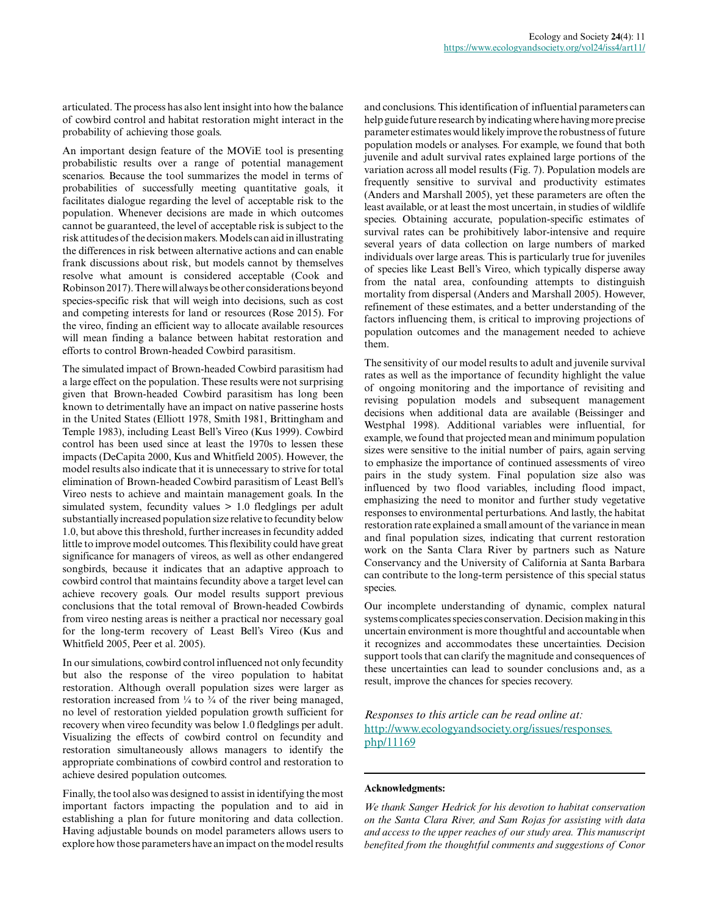articulated. The process has also lent insight into how the balance of cowbird control and habitat restoration might interact in the probability of achieving those goals.

An important design feature of the MOViE tool is presenting probabilistic results over a range of potential management scenarios. Because the tool summarizes the model in terms of probabilities of successfully meeting quantitative goals, it facilitates dialogue regarding the level of acceptable risk to the population. Whenever decisions are made in which outcomes cannot be guaranteed, the level of acceptable risk is subject to the risk attitudes of the decision makers. Models can aid in illustrating the differences in risk between alternative actions and can enable frank discussions about risk, but models cannot by themselves resolve what amount is considered acceptable (Cook and Robinson 2017). There will always be other considerations beyond species-specific risk that will weigh into decisions, such as cost and competing interests for land or resources (Rose 2015). For the vireo, finding an efficient way to allocate available resources will mean finding a balance between habitat restoration and efforts to control Brown-headed Cowbird parasitism.

The simulated impact of Brown-headed Cowbird parasitism had a large effect on the population. These results were not surprising given that Brown-headed Cowbird parasitism has long been known to detrimentally have an impact on native passerine hosts in the United States (Elliott 1978, Smith 1981, Brittingham and Temple 1983), including Least Bell's Vireo (Kus 1999). Cowbird control has been used since at least the 1970s to lessen these impacts (DeCapita 2000, Kus and Whitfield 2005). However, the model results also indicate that it is unnecessary to strive for total elimination of Brown-headed Cowbird parasitism of Least Bell's Vireo nests to achieve and maintain management goals. In the simulated system, fecundity values > 1.0 fledglings per adult substantially increased population size relative to fecundity below 1.0, but above this threshold, further increases in fecundity added little to improve model outcomes. This flexibility could have great significance for managers of vireos, as well as other endangered songbirds, because it indicates that an adaptive approach to cowbird control that maintains fecundity above a target level can achieve recovery goals. Our model results support previous conclusions that the total removal of Brown-headed Cowbirds from vireo nesting areas is neither a practical nor necessary goal for the long-term recovery of Least Bell's Vireo (Kus and Whitfield 2005, Peer et al. 2005).

In our simulations, cowbird control influenced not only fecundity but also the response of the vireo population to habitat restoration. Although overall population sizes were larger as restoration increased from ¼ to ¾ of the river being managed, no level of restoration yielded population growth sufficient for recovery when vireo fecundity was below 1.0 fledglings per adult. Visualizing the effects of cowbird control on fecundity and restoration simultaneously allows managers to identify the appropriate combinations of cowbird control and restoration to achieve desired population outcomes.

Finally, the tool also was designed to assist in identifying the most important factors impacting the population and to aid in establishing a plan for future monitoring and data collection. Having adjustable bounds on model parameters allows users to explore how those parameters have an impact on the model results and conclusions. This identification of influential parameters can help guide future research by indicating where having more precise parameter estimates would likely improve the robustness of future population models or analyses. For example, we found that both juvenile and adult survival rates explained large portions of the variation across all model results (Fig. 7). Population models are frequently sensitive to survival and productivity estimates (Anders and Marshall 2005), yet these parameters are often the least available, or at least the most uncertain, in studies of wildlife species. Obtaining accurate, population-specific estimates of survival rates can be prohibitively labor-intensive and require several years of data collection on large numbers of marked individuals over large areas. This is particularly true for juveniles of species like Least Bell's Vireo, which typically disperse away from the natal area, confounding attempts to distinguish mortality from dispersal (Anders and Marshall 2005). However, refinement of these estimates, and a better understanding of the factors influencing them, is critical to improving projections of population outcomes and the management needed to achieve them.

The sensitivity of our model results to adult and juvenile survival rates as well as the importance of fecundity highlight the value of ongoing monitoring and the importance of revisiting and revising population models and subsequent management decisions when additional data are available (Beissinger and Westphal 1998). Additional variables were influential, for example, we found that projected mean and minimum population sizes were sensitive to the initial number of pairs, again serving to emphasize the importance of continued assessments of vireo pairs in the study system. Final population size also was influenced by two flood variables, including flood impact, emphasizing the need to monitor and further study vegetative responses to environmental perturbations. And lastly, the habitat restoration rate explained a small amount of the variance in mean and final population sizes, indicating that current restoration work on the Santa Clara River by partners such as Nature Conservancy and the University of California at Santa Barbara can contribute to the long-term persistence of this special status species.

Our incomplete understanding of dynamic, complex natural systems complicates species conservation. Decision making in this uncertain environment is more thoughtful and accountable when it recognizes and accommodates these uncertainties. Decision support tools that can clarify the magnitude and consequences of these uncertainties can lead to sounder conclusions and, as a result, improve the chances for species recovery.

*Responses to this article can be read online at:* [http://www.ecologyandsociety.org/issues/responses.php/11169](http://www.ecologyandsociety.org/issues/responses.php/11169)

**Acknowledgments:**

*We thank Sanger Hedrick for his devotion to habitat conservation on the Santa Clara River, and Sam Rojas for assisting with data and access to the upper reaches of our study area. This manuscript benefited from the thoughtful comments and suggestions of Conor*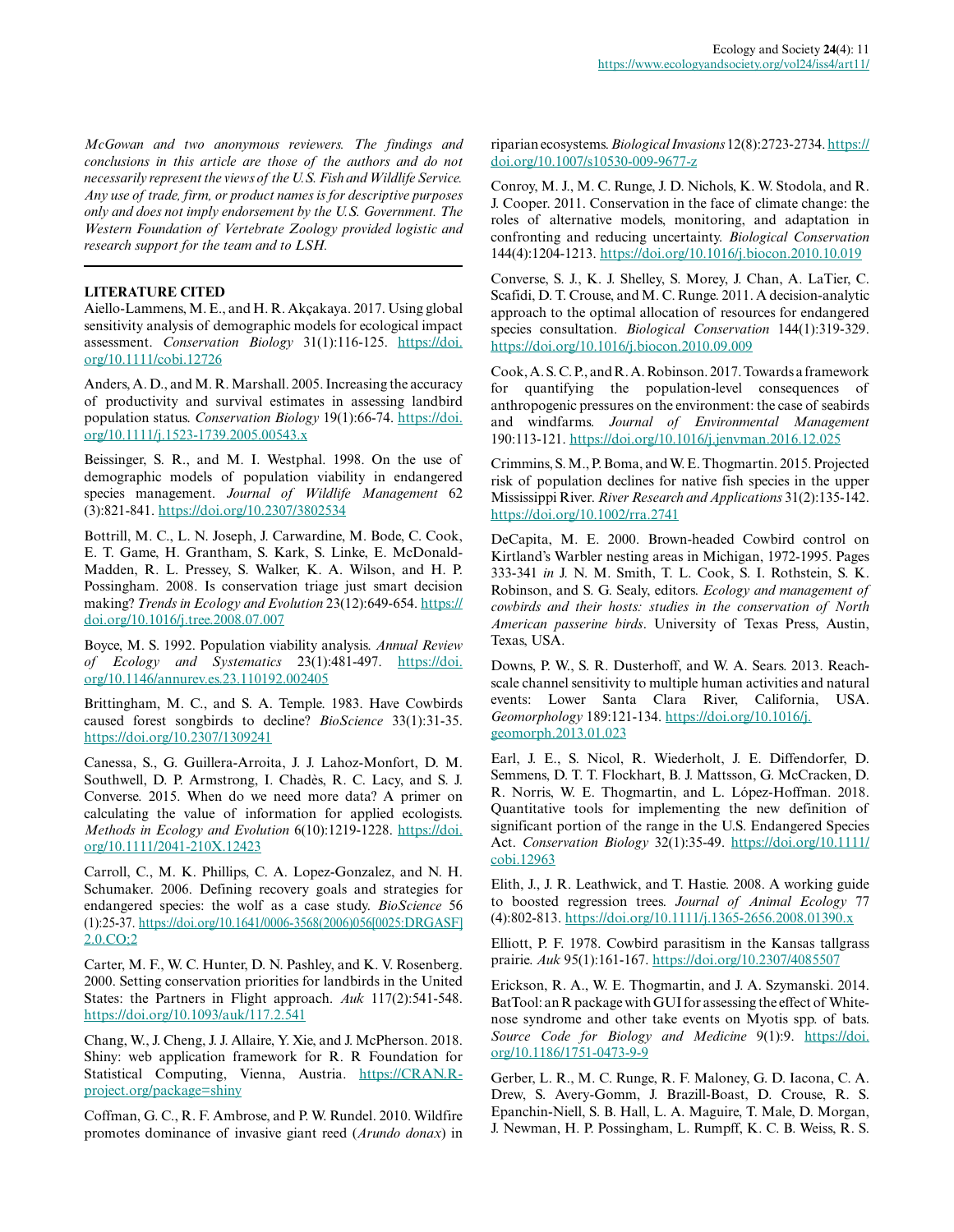*McGowan and two anonymous reviewers. The findings and conclusions in this article are those of the authors and do not necessarily represent the views of the U.S. Fish and Wildlife Service. Any use of trade, firm, or product names is for descriptive purposes only and does not imply endorsement by the U.S. Government. The Western Foundation of Vertebrate Zoology provided logistic and research support for the team and to LSH.*

## LITERATURE CITED

Aiello-Lammens, M. E., and H. R. Akçakaya. 2017. Using global sensitivity analysis of demographic models for ecological impact assessment. *Conservation Biology* 31(1):116-125. https://doi.org/10.1111/cobi.12726

Anders, A. D., and M. R. Marshall. 2005. Increasing the accuracy of productivity and survival estimates in assessing landbird population status. *Conservation Biology* 19(1):66-74. https://doi.org/10.1111/j.1523-1739.2005.00543.x

Beissinger, S. R., and M. I. Westphal. 1998. On the use of demographic models of population viability in endangered species management. *Journal of Wildlife Management* 62 (3):821-841. https://doi.org/10.2307/3802534

Bottrill, M. C., L. N. Joseph, J. Carwardine, M. Bode, C. Cook, E. T. Game, H. Grantham, S. Kark, S. Linke, E. McDonald-Madden, R. L. Pressey, S. Walker, K. A. Wilson, and H. P. Possingham. 2008. Is conservation triage just smart decision making? *Trends in Ecology and Evolution* 23(12):649-654. https://doi.org/10.1016/j.tree.2008.07.007

Boyce, M. S. 1992. Population viability analysis. *Annual Review of Ecology and Systematics* 23(1):481-497. https://doi.org/10.1146/annurev.es.23.110192.002405

Brittingham, M. C., and S. A. Temple. 1983. Have Cowbirds caused forest songbirds to decline? *BioScience* 33(1):31-35. https://doi.org/10.2307/1309241

Canessa, S., G. Guillera-Arroita, J. J. Lahoz-Monfort, D. M. Southwell, D. P. Armstrong, I. Chadès, R. C. Lacy, and S. J. Converse. 2015. When do we need more data? A primer on calculating the value of information for applied ecologists. *Methods in Ecology and Evolution* 6(10):1219-1228. https://doi.org/10.1111/2041-210X.12423

Carroll, C., M. K. Phillips, C. A. Lopez-Gonzalez, and N. H. Schumaker. 2006. Defining recovery goals and strategies for endangered species: the wolf as a case study. *BioScience* 56 (1):25-37. https://doi.org/10.1641/0006-3568(2006)056[0025:DRGASF]2.0.CO;2

Carter, M. F., W. C. Hunter, D. N. Pashley, and K. V. Rosenberg. 2000. Setting conservation priorities for landbirds in the United States: the Partners in Flight approach. *Auk* 117(2):541-548. https://doi.org/10.1093/auk/117.2.541

Chang, W., J. Cheng, J. J. Allaire, Y. Xie, and J. McPherson. 2018. Shiny: web application framework for R. R Foundation for Statistical Computing, Vienna, Austria. https://CRAN.R-project.org/package=shiny

Coffman, G. C., R. F. Ambrose, and P. W. Rundel. 2010. Wildfire promotes dominance of invasive giant reed (*Arundo donax*) in riparian ecosystems. *Biological Invasions* 12(8):2723-2734. https://doi.org/10.1007/s10530-009-9677-z

Conroy, M. J., M. C. Runge, J. D. Nichols, K. W. Stodola, and R. J. Cooper. 2011. Conservation in the face of climate change: the roles of alternative models, monitoring, and adaptation in confronting and reducing uncertainty. *Biological Conservation* 144(4):1204-1213. https://doi.org/10.1016/j.biocon.2010.10.019

Converse, S. J., K. J. Shelley, S. Morey, J. Chan, A. LaTier, C. Scafidi, D. T. Crouse, and M. C. Runge. 2011. A decision-analytic approach to the optimal allocation of resources for endangered species consultation. *Biological Conservation* 144(1):319-329. https://doi.org/10.1016/j.biocon.2010.09.009

Cook, A. S. C. P., and R. A. Robinson. 2017. Towards a framework for quantifying the population-level consequences of anthropogenic pressures on the environment: the case of seabirds and windfarms. *Journal of Environmental Management* 190:113-121. https://doi.org/10.1016/j.jenvman.2016.12.025

Crimmins, S. M., P. Boma, and W. E. Thogmartin. 2015. Projected risk of population declines for native fish species in the upper Mississippi River. *River Research and Applications* 31(2):135-142. https://doi.org/10.1002/rra.2741

DeCapita, M. E. 2000. Brown-headed Cowbird control on Kirtland's Warbler nesting areas in Michigan, 1972-1995. Pages 333-341 *in* J. N. M. Smith, T. L. Cook, S. I. Rothstein, S. K. Robinson, and S. G. Sealy, editors. *Ecology and management of cowbirds and their hosts: studies in the conservation of North American passerine birds*. University of Texas Press, Austin, Texas, USA.

Downs, P. W., S. R. Dusterhoff, and W. A. Sears. 2013. Reach-scale channel sensitivity to multiple human activities and natural events: Lower Santa Clara River, California, USA. *Geomorphology* 189:121-134. https://doi.org/10.1016/j.geomorph.2013.01.023

Earl, J. E., S. Nicol, R. Wiederholt, J. E. Diffendorfer, D. Semmens, D. T. T. Flockhart, B. J. Mattsson, G. McCracken, D. R. Norris, W. E. Thogmartin, and L. López-Hoffman. 2018. Quantitative tools for implementing the new definition of significant portion of the range in the U.S. Endangered Species Act. *Conservation Biology* 32(1):35-49. https://doi.org/10.1111/cobi.12963

Elith, J., J. R. Leathwick, and T. Hastie. 2008. A working guide to boosted regression trees. *Journal of Animal Ecology* 77 (4):802-813. https://doi.org/10.1111/j.1365-2656.2008.01390.x

Elliott, P. F. 1978. Cowbird parasitism in the Kansas tallgrass prairie. *Auk* 95(1):161-167. https://doi.org/10.2307/4085507

Erickson, R. A., W. E. Thogmartin, and J. A. Szymanski. 2014. BatTool: an R package with GUI for assessing the effect of White-nose syndrome and other take events on Myotis spp. of bats. *Source Code for Biology and Medicine* 9(1):9. https://doi.org/10.1186/1751-0473-9-9

Gerber, L. R., M. C. Runge, R. F. Maloney, G. D. Iacona, C. A. Drew, S. Avery-Gomm, J. Brazill-Boast, D. Crouse, R. S. Epanchin-Niell, S. B. Hall, L. A. Maguire, T. Male, D. Morgan, J. Newman, H. P. Possingham, L. Rumpff, K. C. B. Weiss, R. S.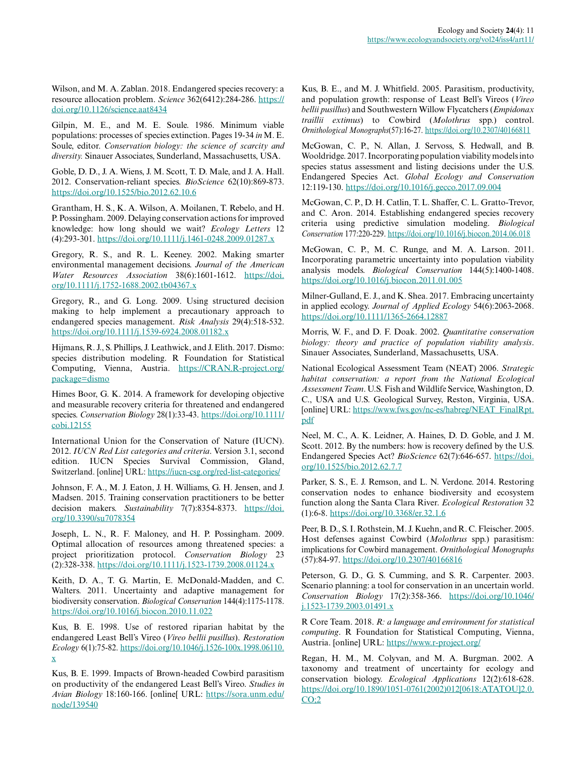Wilson, and M. A. Zablan. 2018. Endangered species recovery: a resource allocation problem. *Science* 362(6412):284-286. https://doi.org/10.1126/science.aat8434

Gilpin, M. E., and M. E. Soule. 1986. Minimum viable populations: processes of species extinction. Pages 19-34 *in* M. E. Soule, editor. *Conservation biology: the science of scarcity and diversity.* Sinauer Associates, Sunderland, Massachusetts, USA.

Goble, D. D., J. A. Wiens, J. M. Scott, T. D. Male, and J. A. Hall. 2012. Conservation-reliant species. *BioScience* 62(10):869-873. https://doi.org/10.1525/bio.2012.62.10.6

Grantham, H. S., K. A. Wilson, A. Moilanen, T. Rebelo, and H. P. Possingham. 2009. Delaying conservation actions for improved knowledge: how long should we wait? *Ecology Letters* 12 (4):293-301. https://doi.org/10.1111/j.1461-0248.2009.01287.x

Gregory, R. S., and R. L. Keeney. 2002. Making smarter environmental management decisions. *Journal of the American Water Resources Association* 38(6):1601-1612. https://doi.org/10.1111/j.1752-1688.2002.tb04367.x

Gregory, R., and G. Long. 2009. Using structured decision making to help implement a precautionary approach to endangered species management. *Risk Analysis* 29(4):518-532. https://doi.org/10.1111/j.1539-6924.2008.01182.x

Hijmans, R. J., S. Phillips, J. Leathwick, and J. Elith. 2017. Dismo: species distribution modeling. R Foundation for Statistical Computing, Vienna, Austria. https://CRAN.R-project.org/package=dismo

Himes Boor, G. K. 2014. A framework for developing objective and measurable recovery criteria for threatened and endangered species. *Conservation Biology* 28(1):33-43. https://doi.org/10.1111/cobi.12155

International Union for the Conservation of Nature (IUCN). 2012. *IUCN Red List categories and criteria*. Version 3.1, second edition. IUCN Species Survival Commission, Gland, Switzerland. [online] URL: https://iucn-csg.org/red-list-categories/

Johnson, F. A., M. J. Eaton, J. H. Williams, G. H. Jensen, and J. Madsen. 2015. Training conservation practitioners to be better decision makers. *Sustainability* 7(7):8354-8373. https://doi.org/10.3390/su7078354

Joseph, L. N., R. F. Maloney, and H. P. Possingham. 2009. Optimal allocation of resources among threatened species: a project prioritization protocol. *Conservation Biology* 23 (2):328-338. https://doi.org/10.1111/j.1523-1739.2008.01124.x

Keith, D. A., T. G. Martin, E. McDonald-Madden, and C. Walters. 2011. Uncertainty and adaptive management for biodiversity conservation. *Biological Conservation* 144(4):1175-1178. https://doi.org/10.1016/j.biocon.2010.11.022

Kus, B. E. 1998. Use of restored riparian habitat by the endangered Least Bell's Vireo (*Vireo bellii pusillus*). *Restoration Ecology* 6(1):75-82. https://doi.org/10.1046/j.1526-100x.1998.06110.x

Kus, B. E. 1999. Impacts of Brown-headed Cowbird parasitism on productivity of the endangered Least Bell's Vireo. *Studies in Avian Biology* 18:160-166. [online[ URL: https://sora.unm.edu/node/139540

Kus, B. E., and M. J. Whitfield. 2005. Parasitism, productivity, and population growth: response of Least Bell's Vireos (*Vireo bellii pusillus*) and Southwestern Willow Flycatchers (*Empidonax traillii extimus*) to Cowbird (*Molothrus* spp.) control. *Ornithological Monographs*(57):16-27. https://doi.org/10.2307/40166811

McGowan, C. P., N. Allan, J. Servoss, S. Hedwall, and B. Wooldridge. 2017. Incorporating population viability models into species status assessment and listing decisions under the U.S. Endangered Species Act. *Global Ecology and Conservation* 12:119-130. https://doi.org/10.1016/j.gecco.2017.09.004

McGowan, C. P., D. H. Catlin, T. L. Shaffer, C. L. Gratto-Trevor, and C. Aron. 2014. Establishing endangered species recovery criteria using predictive simulation modeling. *Biological Conservation* 177:220-229. https://doi.org/10.1016/j.biocon.2014.06.018

McGowan, C. P., M. C. Runge, and M. A. Larson. 2011. Incorporating parametric uncertainty into population viability analysis models. *Biological Conservation* 144(5):1400-1408. https://doi.org/10.1016/j.biocon.2011.01.005

Milner-Gulland, E. J., and K. Shea. 2017. Embracing uncertainty in applied ecology. *Journal of Applied Ecology* 54(6):2063-2068. https://doi.org/10.1111/1365-2664.12887

Morris, W. F., and D. F. Doak. 2002. *Quantitative conservation biology: theory and practice of population viability analysis*. Sinauer Associates, Sunderland, Massachusetts, USA.

National Ecological Assessment Team (NEAT) 2006. *Strategic habitat conservation: a report from the National Ecological Assessment Team*. U.S. Fish and Wildlife Service, Washington, D. C., USA and U.S. Geological Survey, Reston, Virginia, USA. [online] URL: https://www.fws.gov/nc-es/habreg/NEAT_FinalRpt.pdf

Neel, M. C., A. K. Leidner, A. Haines, D. D. Goble, and J. M. Scott. 2012. By the numbers: how is recovery defined by the U.S. Endangered Species Act? *BioScience* 62(7):646-657. https://doi.org/10.1525/bio.2012.62.7.7

Parker, S. S., E. J. Remson, and L. N. Verdone. 2014. Restoring conservation nodes to enhance biodiversity and ecosystem function along the Santa Clara River. *Ecological Restoration* 32 (1):6-8. https://doi.org/10.3368/er.32.1.6

Peer, B. D., S. I. Rothstein, M. J. Kuehn, and R. C. Fleischer. 2005. Host defenses against Cowbird (*Molothrus* spp.) parasitism: implications for Cowbird management. *Ornithological Monographs* (57):84-97. https://doi.org/10.2307/40166816

Peterson, G. D., G. S. Cumming, and S. R. Carpenter. 2003. Scenario planning: a tool for conservation in an uncertain world. *Conservation Biology* 17(2):358-366. https://doi.org/10.1046/j.1523-1739.2003.01491.x

R Core Team. 2018. *R: a language and environment for statistical computing*. R Foundation for Statistical Computing, Vienna, Austria. [online] URL: https://www.r-project.org/

Regan, H. M., M. Colyvan, and M. A. Burgman. 2002. A taxonomy and treatment of uncertainty for ecology and conservation biology. *Ecological Applications* 12(2):618-628. https://doi.org/10.1890/1051-0761(2002)012[0618:ATATOU]2.0.CO;2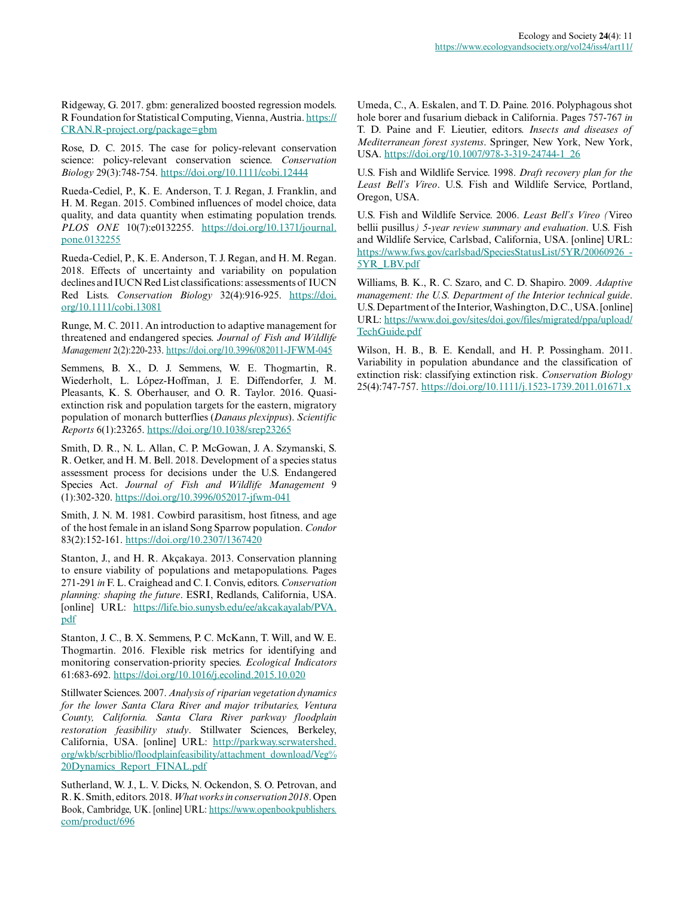Ridgeway, G. 2017. gbm: generalized boosted regression models. R Foundation for Statistical Computing, Vienna, Austria. https://CRAN.R-project.org/package=gbm

Rose, D. C. 2015. The case for policy-relevant conservation science: policy-relevant conservation science. *Conservation Biology* 29(3):748-754. https://doi.org/10.1111/cobi.12444

Rueda-Cediel, P., K. E. Anderson, T. J. Regan, J. Franklin, and H. M. Regan. 2015. Combined influences of model choice, data quality, and data quantity when estimating population trends. *PLOS ONE* 10(7):e0132255. https://doi.org/10.1371/journal.pone.0132255

Rueda-Cediel, P., K. E. Anderson, T. J. Regan, and H. M. Regan. 2018. Effects of uncertainty and variability on population declines and IUCN Red List classifications: assessments of IUCN Red Lists. *Conservation Biology* 32(4):916-925. https://doi.org/10.1111/cobi.13081

Runge, M. C. 2011. An introduction to adaptive management for threatened and endangered species. *Journal of Fish and Wildlife Management* 2(2):220-233. https://doi.org/10.3996/082011-JFWM-045

Semmens, B. X., D. J. Semmens, W. E. Thogmartin, R. Wiederholt, L. López-Hoffman, J. E. Diffendorfer, J. M. Pleasants, K. S. Oberhauser, and O. R. Taylor. 2016. Quasi-extinction risk and population targets for the eastern, migratory population of monarch butterflies (*Danaus plexippus*). *Scientific Reports* 6(1):23265. https://doi.org/10.1038/srep23265

Smith, D. R., N. L. Allan, C. P. McGowan, J. A. Szymanski, S. R. Oetker, and H. M. Bell. 2018. Development of a species status assessment process for decisions under the U.S. Endangered Species Act. *Journal of Fish and Wildlife Management* 9 (1):302-320. https://doi.org/10.3996/052017-jfwm-041

Smith, J. N. M. 1981. Cowbird parasitism, host fitness, and age of the host female in an island Song Sparrow population. *Condor* 83(2):152-161. https://doi.org/10.2307/1367420

Stanton, J., and H. R. Akçakaya. 2013. Conservation planning to ensure viability of populations and metapopulations. Pages 271-291 *in* F. L. Craighead and C. I. Convis, editors. *Conservation planning: shaping the future*. ESRI, Redlands, California, USA. [online] URL: https://life.bio.sunysb.edu/ee/akcakayalab/PVA.pdf

Stanton, J. C., B. X. Semmens, P. C. McKann, T. Will, and W. E. Thogmartin. 2016. Flexible risk metrics for identifying and monitoring conservation-priority species. *Ecological Indicators* 61:683-692. https://doi.org/10.1016/j.ecolind.2015.10.020

Stillwater Sciences. 2007. *Analysis of riparian vegetation dynamics for the lower Santa Clara River and major tributaries, Ventura County, California. Santa Clara River parkway floodplain restoration feasibility study*. Stillwater Sciences, Berkeley, California, USA. [online] URL: http://parkway.scrwatershed.org/wkb/scrbiblio/floodplainfeasibility/attachment_download/Veg%20Dynamics_Report_FINAL.pdf

Sutherland, W. J., L. V. Dicks, N. Ockendon, S. O. Petrovan, and R. K. Smith, editors. 2018. *What works in conservation 2018*. Open Book, Cambridge, UK. [online] URL: https://www.openbookpublishers.com/product/696

Umeda, C., A. Eskalen, and T. D. Paine. 2016. Polyphagous shot hole borer and fusarium dieback in California. Pages 757-767 *in* T. D. Paine and F. Lieutier, editors. *Insects and diseases of Mediterranean forest systems*. Springer, New York, New York, USA. https://doi.org/10.1007/978-3-319-24744-1_26

U.S. Fish and Wildlife Service. 1998. *Draft recovery plan for the Least Bell's Vireo*. U.S. Fish and Wildlife Service, Portland, Oregon, USA.

U.S. Fish and Wildlife Service. 2006. *Least Bell's Vireo (*Vireo bellii pusillus*) 5-year review summary and evaluation*. U.S. Fish and Wildlife Service, Carlsbad, California, USA. [online] URL: https://www.fws.gov/carlsbad/SpeciesStatusList/5YR/20060926_-5YR_LBV.pdf

Williams, B. K., R. C. Szaro, and C. D. Shapiro. 2009. *Adaptive management: the U.S. Department of the Interior technical guide*. U.S. Department of the Interior, Washington, D.C., USA. [online] URL: https://www.doi.gov/sites/doi.gov/files/migrated/ppa/upload/TechGuide.pdf

Wilson, H. B., B. E. Kendall, and H. P. Possingham. 2011. Variability in population abundance and the classification of extinction risk: classifying extinction risk. *Conservation Biology* 25(4):747-757. https://doi.org/10.1111/j.1523-1739.2011.01671.x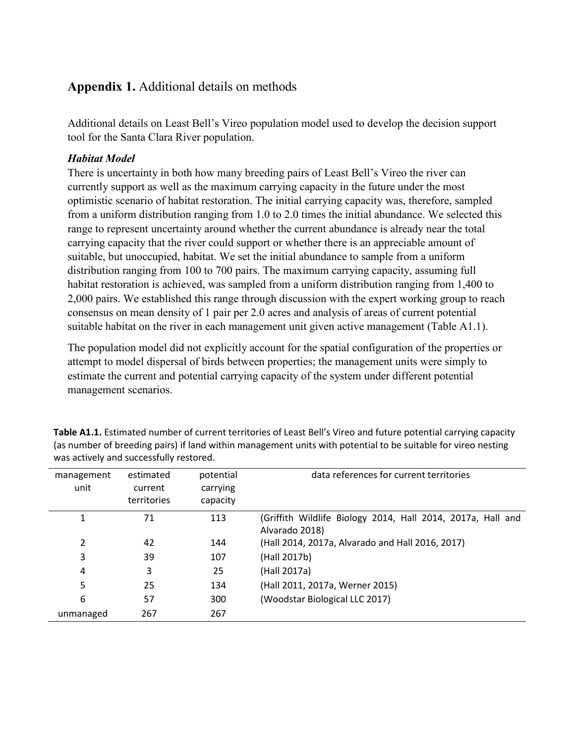## **Appendix 1.** Additional details on methods

Additional details on Least Bell's Vireo population model used to develop the decision support tool for the Santa Clara River population.

### *Habitat Model*

There is uncertainty in both how many breeding pairs of Least Bell's Vireo the river can currently support as well as the maximum carrying capacity in the future under the most optimistic scenario of habitat restoration. The initial carrying capacity was, therefore, sampled from a uniform distribution ranging from 1.0 to 2.0 times the initial abundance. We selected this range to represent uncertainty around whether the current abundance is already near the total carrying capacity that the river could support or whether there is an appreciable amount of suitable, but unoccupied, habitat. We set the initial abundance to sample from a uniform distribution ranging from 100 to 700 pairs. The maximum carrying capacity, assuming full habitat restoration is achieved, was sampled from a uniform distribution ranging from 1,400 to 2,000 pairs. We established this range through discussion with the expert working group to reach consensus on mean density of 1 pair per 2.0 acres and analysis of areas of current potential suitable habitat on the river in each management unit given active management (Table A1.1).

The population model did not explicitly account for the spatial configuration of the properties or attempt to model dispersal of birds between properties; the management units were simply to estimate the current and potential carrying capacity of the system under different potential management scenarios.

**Table A1.1.** Estimated number of current territories of Least Bell's Vireo and future potential carrying capacity (as number of breeding pairs) if land within management units with potential to be suitable for vireo nesting was actively and successfully restored.

| management unit | estimated current territories | potential carrying capacity | data references for current territories |
|---|---|---|---|
| 1 | 71 | 113 | (Griffith Wildlife Biology 2014, Hall 2014, 2017a, Hall and Alvarado 2018) |
| 2 | 42 | 144 | (Hall 2014, 2017a, Alvarado and Hall 2016, 2017) |
| 3 | 39 | 107 | (Hall 2017b) |
| 4 | 3 | 25 | (Hall 2017a) |
| 5 | 25 | 134 | (Hall 2011, 2017a, Werner 2015) |
| 6 | 57 | 300 | (Woodstar Biological LLC 2017) |
| unmanaged | 267 | 267 | |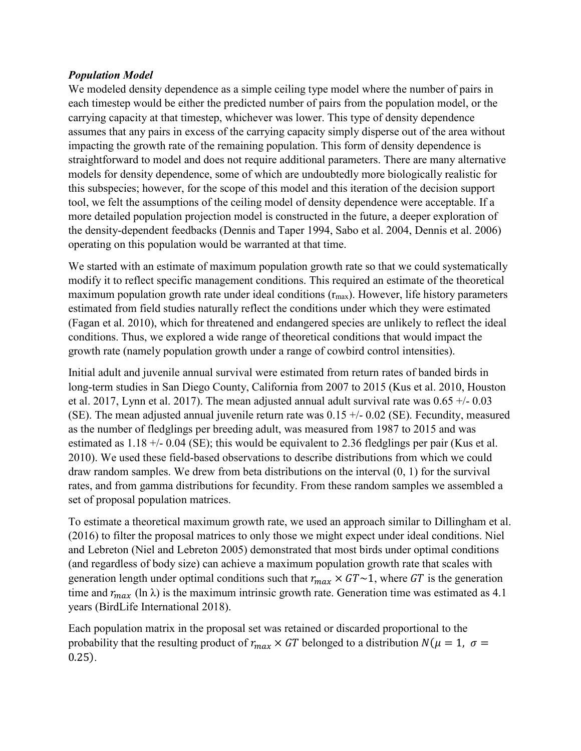### *Population Model*

We modeled density dependence as a simple ceiling type model where the number of pairs in each timestep would be either the predicted number of pairs from the population model, or the carrying capacity at that timestep, whichever was lower. This type of density dependence assumes that any pairs in excess of the carrying capacity simply disperse out of the area without impacting the growth rate of the remaining population. This form of density dependence is straightforward to model and does not require additional parameters. There are many alternative models for density dependence, some of which are undoubtedly more biologically realistic for this subspecies; however, for the scope of this model and this iteration of the decision support tool, we felt the assumptions of the ceiling model of density dependence were acceptable. If a more detailed population projection model is constructed in the future, a deeper exploration of the density-dependent feedbacks (Dennis and Taper 1994, Sabo et al. 2004, Dennis et al. 2006) operating on this population would be warranted at that time.

We started with an estimate of maximum population growth rate so that we could systematically modify it to reflect specific management conditions. This required an estimate of the theoretical maximum population growth rate under ideal conditions ($r_{max}$). However, life history parameters estimated from field studies naturally reflect the conditions under which they were estimated (Fagan et al. 2010), which for threatened and endangered species are unlikely to reflect the ideal conditions. Thus, we explored a wide range of theoretical conditions that would impact the growth rate (namely population growth under a range of cowbird control intensities).

Initial adult and juvenile annual survival were estimated from return rates of banded birds in long-term studies in San Diego County, California from 2007 to 2015 (Kus et al. 2010, Houston et al. 2017, Lynn et al. 2017). The mean adjusted annual adult survival rate was 0.65 +/- 0.03 (SE). The mean adjusted annual juvenile return rate was 0.15 +/- 0.02 (SE). Fecundity, measured as the number of fledglings per breeding adult, was measured from 1987 to 2015 and was estimated as 1.18 +/- 0.04 (SE); this would be equivalent to 2.36 fledglings per pair (Kus et al. 2010). We used these field-based observations to describe distributions from which we could draw random samples. We drew from beta distributions on the interval (0, 1) for the survival rates, and from gamma distributions for fecundity. From these random samples we assembled a set of proposal population matrices.

To estimate a theoretical maximum growth rate, we used an approach similar to Dillingham et al. (2016) to filter the proposal matrices to only those we might expect under ideal conditions. Niel and Lebreton (Niel and Lebreton 2005) demonstrated that most birds under optimal conditions (and regardless of body size) can achieve a maximum population growth rate that scales with generation length under optimal conditions such that $r_{max} \times GT \sim 1$, where $GT$ is the generation time and $r_{max}$ (ln $\lambda$) is the maximum intrinsic growth rate. Generation time was estimated as 4.1 years (BirdLife International 2018).

Each population matrix in the proposal set was retained or discarded proportional to the probability that the resulting product of $r_{max} \times GT$ belonged to a distribution $N(\mu = 1,\ \sigma = 0.25)$.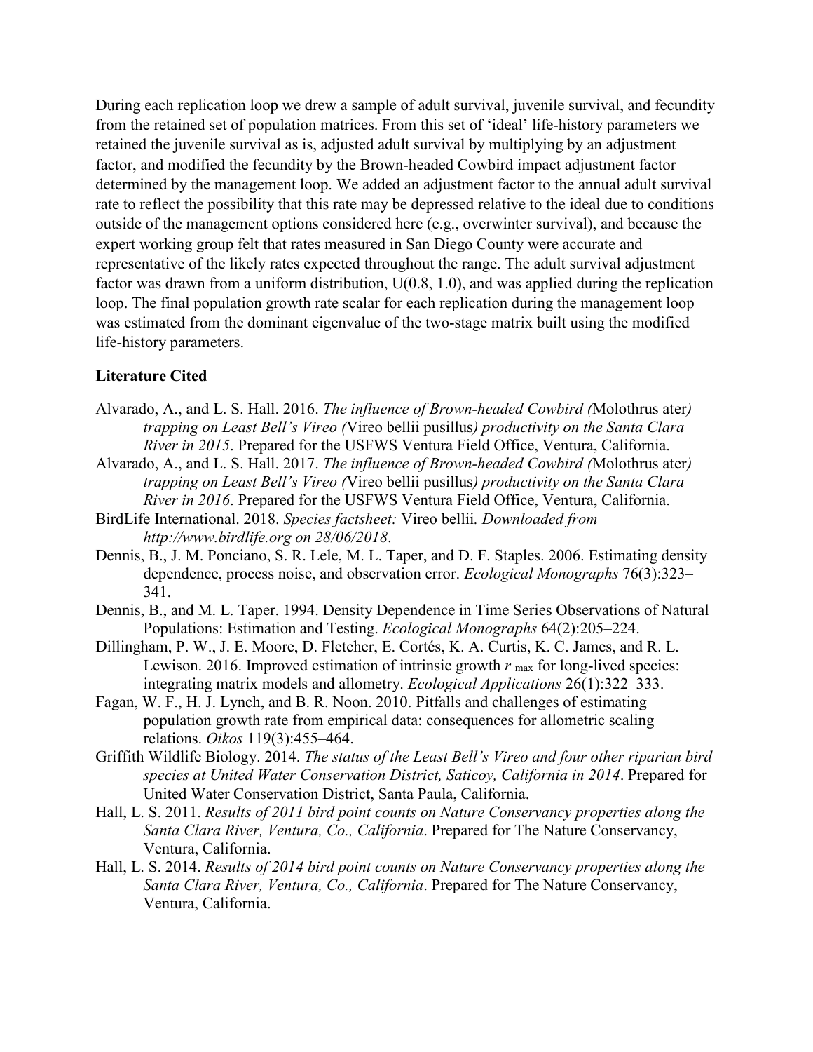During each replication loop we drew a sample of adult survival, juvenile survival, and fecundity from the retained set of population matrices. From this set of 'ideal' life-history parameters we retained the juvenile survival as is, adjusted adult survival by multiplying by an adjustment factor, and modified the fecundity by the Brown-headed Cowbird impact adjustment factor determined by the management loop. We added an adjustment factor to the annual adult survival rate to reflect the possibility that this rate may be depressed relative to the ideal due to conditions outside of the management options considered here (e.g., overwinter survival), and because the expert working group felt that rates measured in San Diego County were accurate and representative of the likely rates expected throughout the range. The adult survival adjustment factor was drawn from a uniform distribution, U(0.8, 1.0), and was applied during the replication loop. The final population growth rate scalar for each replication during the management loop was estimated from the dominant eigenvalue of the two-stage matrix built using the modified life-history parameters.

### Literature Cited

Alvarado, A., and L. S. Hall. 2016. *The influence of Brown-headed Cowbird (*Molothrus ater*) trapping on Least Bell's Vireo (*Vireo bellii pusillus*) productivity on the Santa Clara River in 2015*. Prepared for the USFWS Ventura Field Office, Ventura, California.

Alvarado, A., and L. S. Hall. 2017. *The influence of Brown-headed Cowbird (*Molothrus ater*) trapping on Least Bell's Vireo (*Vireo bellii pusillus*) productivity on the Santa Clara River in 2016*. Prepared for the USFWS Ventura Field Office, Ventura, California.

BirdLife International. 2018. *Species factsheet:* Vireo bellii*. Downloaded from http://www.birdlife.org on 28/06/2018*.

Dennis, B., J. M. Ponciano, S. R. Lele, M. L. Taper, and D. F. Staples. 2006. Estimating density dependence, process noise, and observation error. *Ecological Monographs* 76(3):323–341.

Dennis, B., and M. L. Taper. 1994. Density Dependence in Time Series Observations of Natural Populations: Estimation and Testing. *Ecological Monographs* 64(2):205–224.

Dillingham, P. W., J. E. Moore, D. Fletcher, E. Cortés, K. A. Curtis, K. C. James, and R. L. Lewison. 2016. Improved estimation of intrinsic growth $r_{max}$ for long-lived species: integrating matrix models and allometry. *Ecological Applications* 26(1):322–333.

Fagan, W. F., H. J. Lynch, and B. R. Noon. 2010. Pitfalls and challenges of estimating population growth rate from empirical data: consequences for allometric scaling relations. *Oikos* 119(3):455–464.

Griffith Wildlife Biology. 2014. *The status of the Least Bell's Vireo and four other riparian bird species at United Water Conservation District, Saticoy, California in 2014*. Prepared for United Water Conservation District, Santa Paula, California.

Hall, L. S. 2011. *Results of 2011 bird point counts on Nature Conservancy properties along the Santa Clara River, Ventura, Co., California*. Prepared for The Nature Conservancy, Ventura, California.

Hall, L. S. 2014. *Results of 2014 bird point counts on Nature Conservancy properties along the Santa Clara River, Ventura, Co., California*. Prepared for The Nature Conservancy, Ventura, California.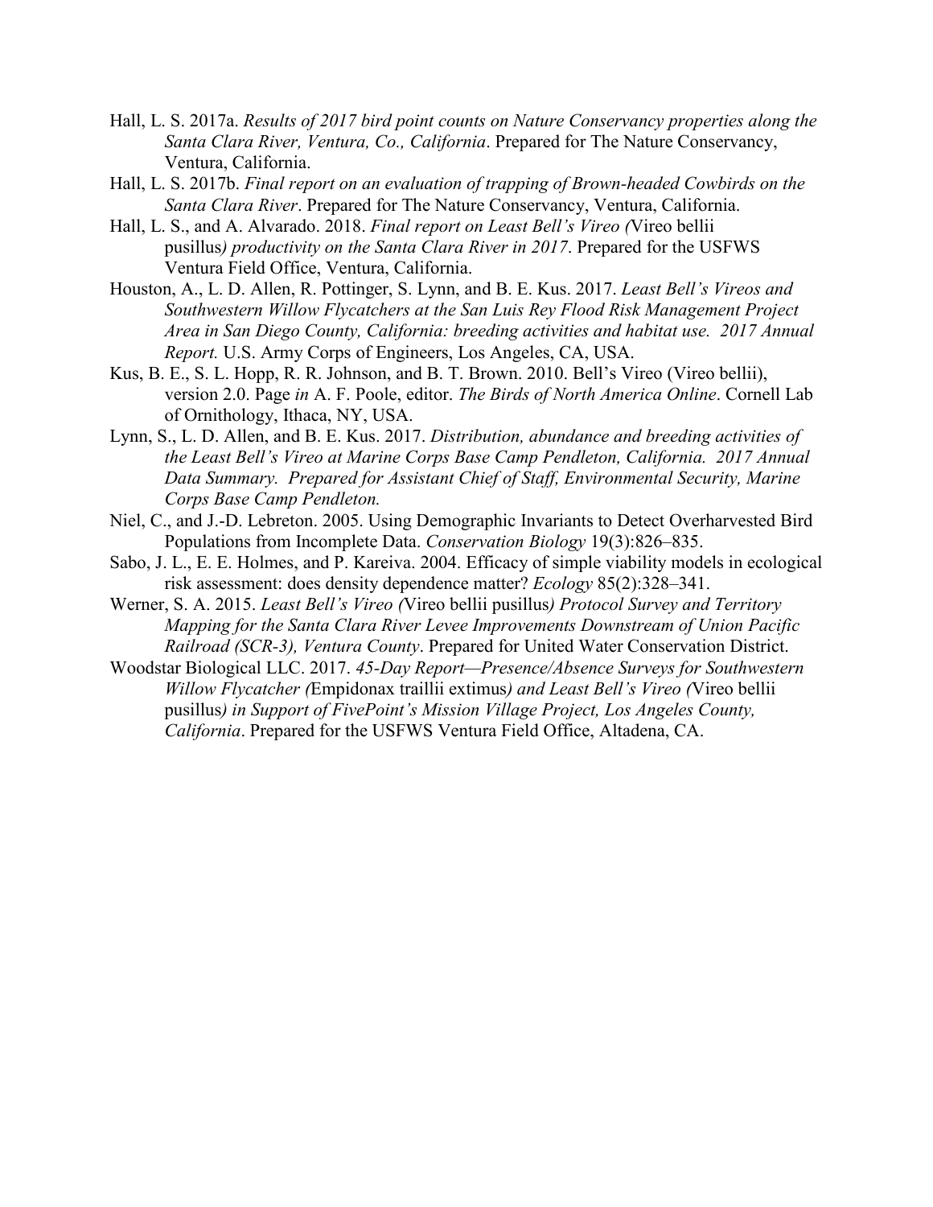Hall, L. S. 2017a. *Results of 2017 bird point counts on Nature Conservancy properties along the Santa Clara River, Ventura, Co., California*. Prepared for The Nature Conservancy, Ventura, California.

Hall, L. S. 2017b. *Final report on an evaluation of trapping of Brown-headed Cowbirds on the Santa Clara River*. Prepared for The Nature Conservancy, Ventura, California.

Hall, L. S., and A. Alvarado. 2018. *Final report on Least Bell's Vireo (*Vireo bellii pusillus*) productivity on the Santa Clara River in 2017*. Prepared for the USFWS Ventura Field Office, Ventura, California.

Houston, A., L. D. Allen, R. Pottinger, S. Lynn, and B. E. Kus. 2017. *Least Bell's Vireos and Southwestern Willow Flycatchers at the San Luis Rey Flood Risk Management Project Area in San Diego County, California: breeding activities and habitat use. 2017 Annual Report.* U.S. Army Corps of Engineers, Los Angeles, CA, USA.

Kus, B. E., S. L. Hopp, R. R. Johnson, and B. T. Brown. 2010. Bell's Vireo (Vireo bellii), version 2.0. Page *in* A. F. Poole, editor. *The Birds of North America Online*. Cornell Lab of Ornithology, Ithaca, NY, USA.

Lynn, S., L. D. Allen, and B. E. Kus. 2017. *Distribution, abundance and breeding activities of the Least Bell's Vireo at Marine Corps Base Camp Pendleton, California. 2017 Annual Data Summary. Prepared for Assistant Chief of Staff, Environmental Security, Marine Corps Base Camp Pendleton.*

Niel, C., and J.-D. Lebreton. 2005. Using Demographic Invariants to Detect Overharvested Bird Populations from Incomplete Data. *Conservation Biology* 19(3):826–835.

Sabo, J. L., E. E. Holmes, and P. Kareiva. 2004. Efficacy of simple viability models in ecological risk assessment: does density dependence matter? *Ecology* 85(2):328–341.

Werner, S. A. 2015. *Least Bell's Vireo (*Vireo bellii pusillus*) Protocol Survey and Territory Mapping for the Santa Clara River Levee Improvements Downstream of Union Pacific Railroad (SCR-3), Ventura County*. Prepared for United Water Conservation District.

Woodstar Biological LLC. 2017. *45-Day Report—Presence/Absence Surveys for Southwestern Willow Flycatcher (*Empidonax traillii extimus*) and Least Bell's Vireo (*Vireo bellii pusillus*) in Support of FivePoint's Mission Village Project, Los Angeles County, California*. Prepared for the USFWS Ventura Field Office, Altadena, CA.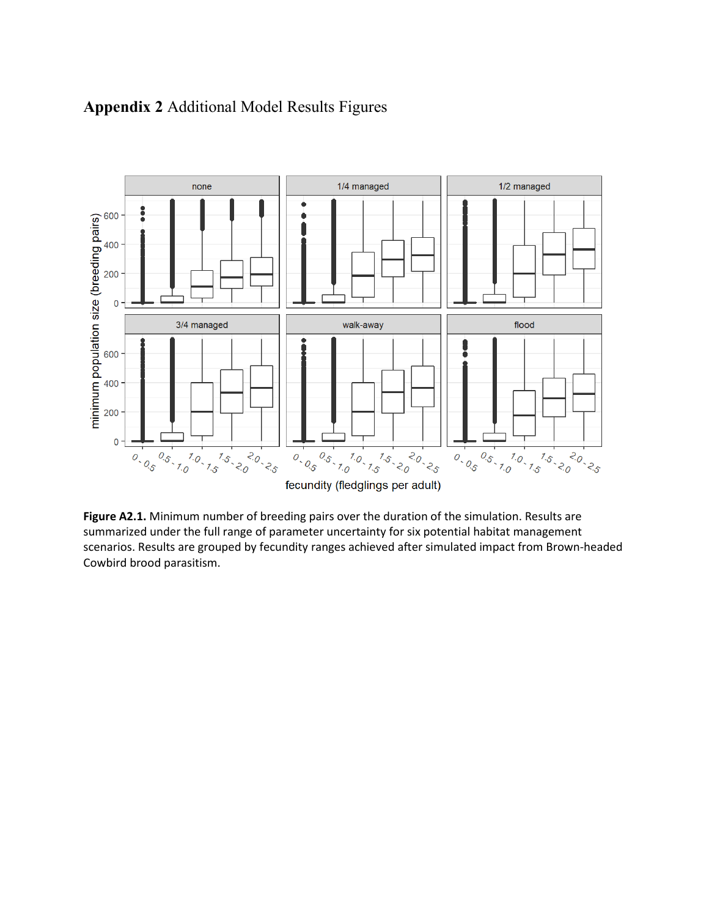**Appendix 2** Additional Model Results Figures

**Figure A2.1.** Minimum number of breeding pairs over the duration of the simulation. Results are summarized under the full range of parameter uncertainty for six potential habitat management scenarios. Results are grouped by fecundity ranges achieved after simulated impact from Brown-headed Cowbird brood parasitism.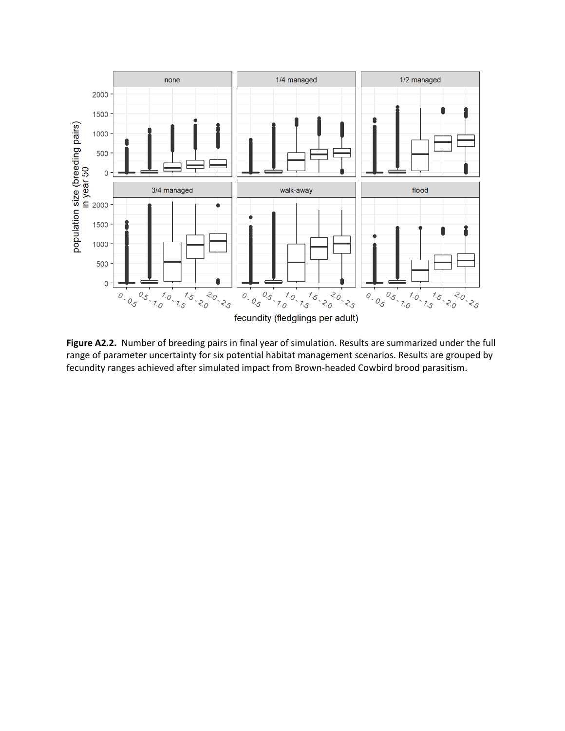**Figure A2.2.** Number of breeding pairs in final year of simulation. Results are summarized under the full range of parameter uncertainty for six potential habitat management scenarios. Results are grouped by fecundity ranges achieved after simulated impact from Brown-headed Cowbird brood parasitism.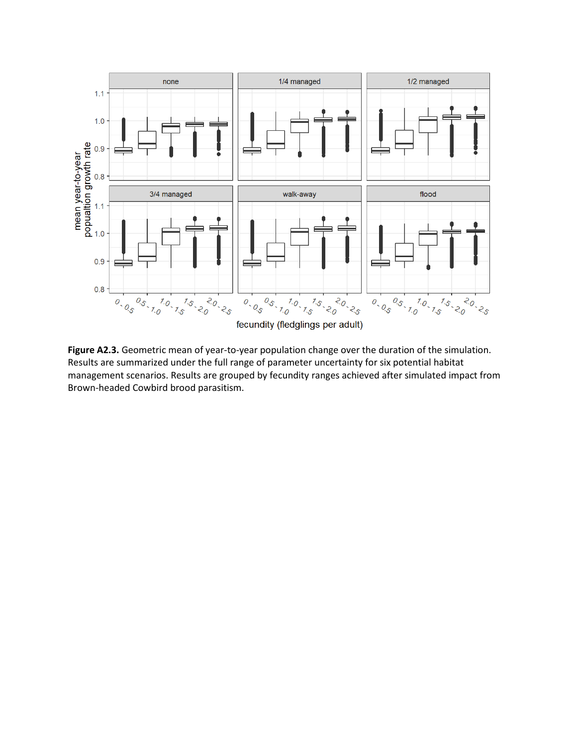none

1/4 managed

1/2 managed

3/4 managed

walk-away

flood

mean year-to-year popualtion growth rate

1.1

1.0

0.9

0.8

0 - 0.5

0.5 - 1.0

1.0 - 1.5

1.5 - 2.0

2.0 - 2.5

fecundity (fledglings per adult)

**Figure A2.3.** Geometric mean of year-to-year population change over the duration of the simulation. Results are summarized under the full range of parameter uncertainty for six potential habitat management scenarios. Results are grouped by fecundity ranges achieved after simulated impact from Brown-headed Cowbird brood parasitism.